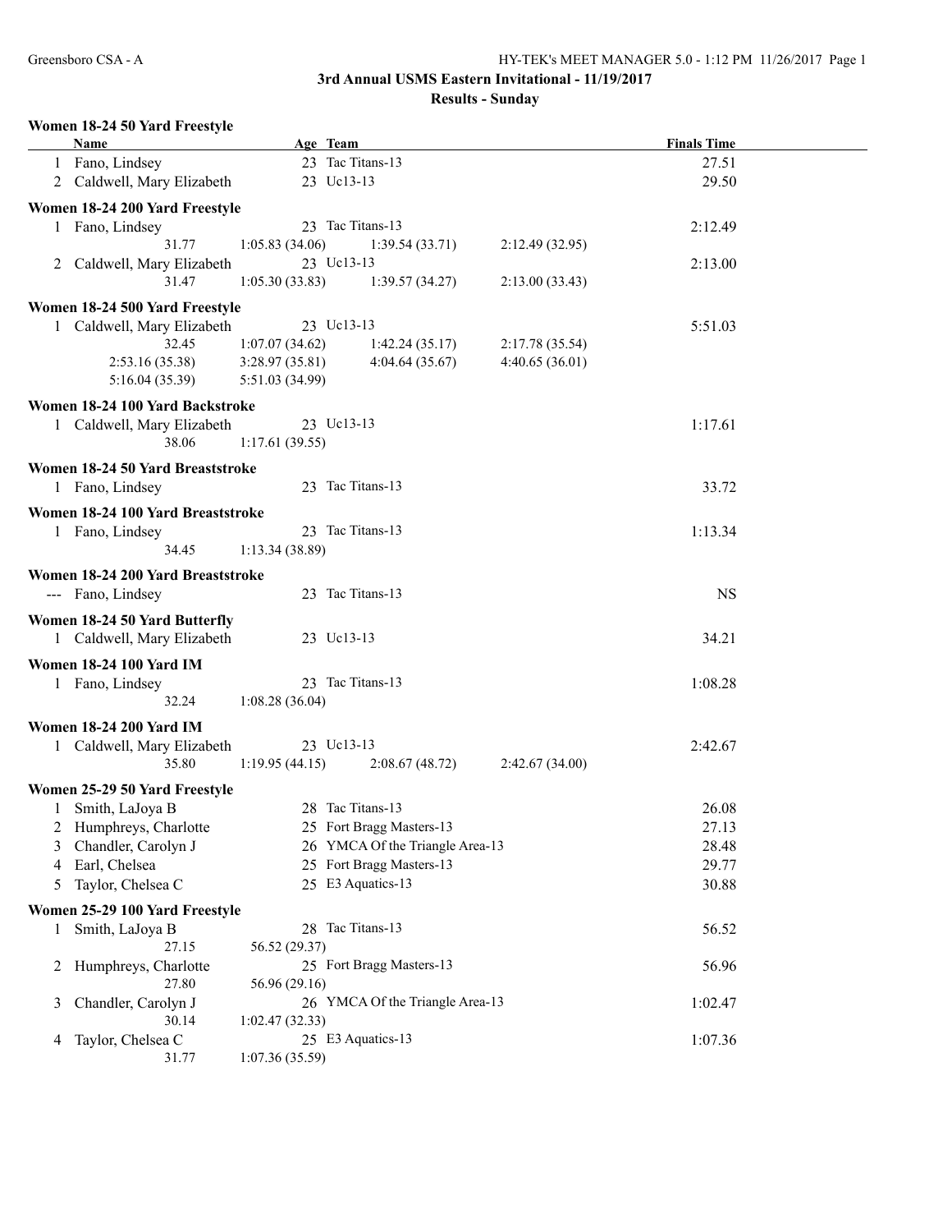# 3rd Annual USMS Eastern Invitational - 11/19/2017

## Results - Sunday

### Women 18-24 50 Yard Freestyle

| | Name | Age | Team | Finals Time |
|---|---|---|---|---|
| 1 | Fano, Lindsey | 23 | Tac Titans-13 | 27.51 |
| 2 | Caldwell, Mary Elizabeth | 23 | Uc13-13 | 29.50 |

### Women 18-24 200 Yard Freestyle

| | Name | Age | Team | Finals Time |
|---|---|---|---|---|
| 1 | Fano, Lindsey | 23 | Tac Titans-13 | 2:12.49 |
| | 31.77 / 1:05.83 (34.06) / 1:39.54 (33.71) / 2:12.49 (32.95) | | | |
| 2 | Caldwell, Mary Elizabeth | 23 | Uc13-13 | 2:13.00 |
| | 31.47 / 1:05.30 (33.83) / 1:39.57 (34.27) / 2:13.00 (33.43) | | | |

### Women 18-24 500 Yard Freestyle

| | Name | Age | Team | Finals Time |
|---|---|---|---|---|
| 1 | Caldwell, Mary Elizabeth | 23 | Uc13-13 | 5:51.03 |
| | 32.45 / 1:07.07 (34.62) / 1:42.24 (35.17) / 2:17.78 (35.54) / 2:53.16 (35.38) / 3:28.97 (35.81) / 4:04.64 (35.67) / 4:40.65 (36.01) / 5:16.04 (35.39) / 5:51.03 (34.99) | | | |

### Women 18-24 100 Yard Backstroke

| | Name | Age | Team | Finals Time |
|---|---|---|---|---|
| 1 | Caldwell, Mary Elizabeth | 23 | Uc13-13 | 1:17.61 |
| | 38.06 / 1:17.61 (39.55) | | | |

### Women 18-24 50 Yard Breaststroke

| | Name | Age | Team | Finals Time |
|---|---|---|---|---|
| 1 | Fano, Lindsey | 23 | Tac Titans-13 | 33.72 |

### Women 18-24 100 Yard Breaststroke

| | Name | Age | Team | Finals Time |
|---|---|---|---|---|
| 1 | Fano, Lindsey | 23 | Tac Titans-13 | 1:13.34 |
| | 34.45 / 1:13.34 (38.89) | | | |

### Women 18-24 200 Yard Breaststroke

| | Name | Age | Team | Finals Time |
|---|---|---|---|---|
| --- | Fano, Lindsey | 23 | Tac Titans-13 | NS |

### Women 18-24 50 Yard Butterfly

| | Name | Age | Team | Finals Time |
|---|---|---|---|---|
| 1 | Caldwell, Mary Elizabeth | 23 | Uc13-13 | 34.21 |

### Women 18-24 100 Yard IM

| | Name | Age | Team | Finals Time |
|---|---|---|---|---|
| 1 | Fano, Lindsey | 23 | Tac Titans-13 | 1:08.28 |
| | 32.24 / 1:08.28 (36.04) | | | |

### Women 18-24 200 Yard IM

| | Name | Age | Team | Finals Time |
|---|---|---|---|---|
| 1 | Caldwell, Mary Elizabeth | 23 | Uc13-13 | 2:42.67 |
| | 35.80 / 1:19.95 (44.15) / 2:08.67 (48.72) / 2:42.67 (34.00) | | | |

### Women 25-29 50 Yard Freestyle

| | Name | Age | Team | Finals Time |
|---|---|---|---|---|
| 1 | Smith, LaJoya B | 28 | Tac Titans-13 | 26.08 |
| 2 | Humphreys, Charlotte | 25 | Fort Bragg Masters-13 | 27.13 |
| 3 | Chandler, Carolyn J | 26 | YMCA Of the Triangle Area-13 | 28.48 |
| 4 | Earl, Chelsea | 25 | Fort Bragg Masters-13 | 29.77 |
| 5 | Taylor, Chelsea C | 25 | E3 Aquatics-13 | 30.88 |

### Women 25-29 100 Yard Freestyle

| | Name | Age | Team | Finals Time |
|---|---|---|---|---|
| 1 | Smith, LaJoya B | 28 | Tac Titans-13 | 56.52 |
| | 27.15 / 56.52 (29.37) | | | |
| 2 | Humphreys, Charlotte | 25 | Fort Bragg Masters-13 | 56.96 |
| | 27.80 / 56.96 (29.16) | | | |
| 3 | Chandler, Carolyn J | 26 | YMCA Of the Triangle Area-13 | 1:02.47 |
| | 30.14 / 1:02.47 (32.33) | | | |
| 4 | Taylor, Chelsea C | 25 | E3 Aquatics-13 | 1:07.36 |
| | 31.77 / 1:07.36 (35.59) | | | |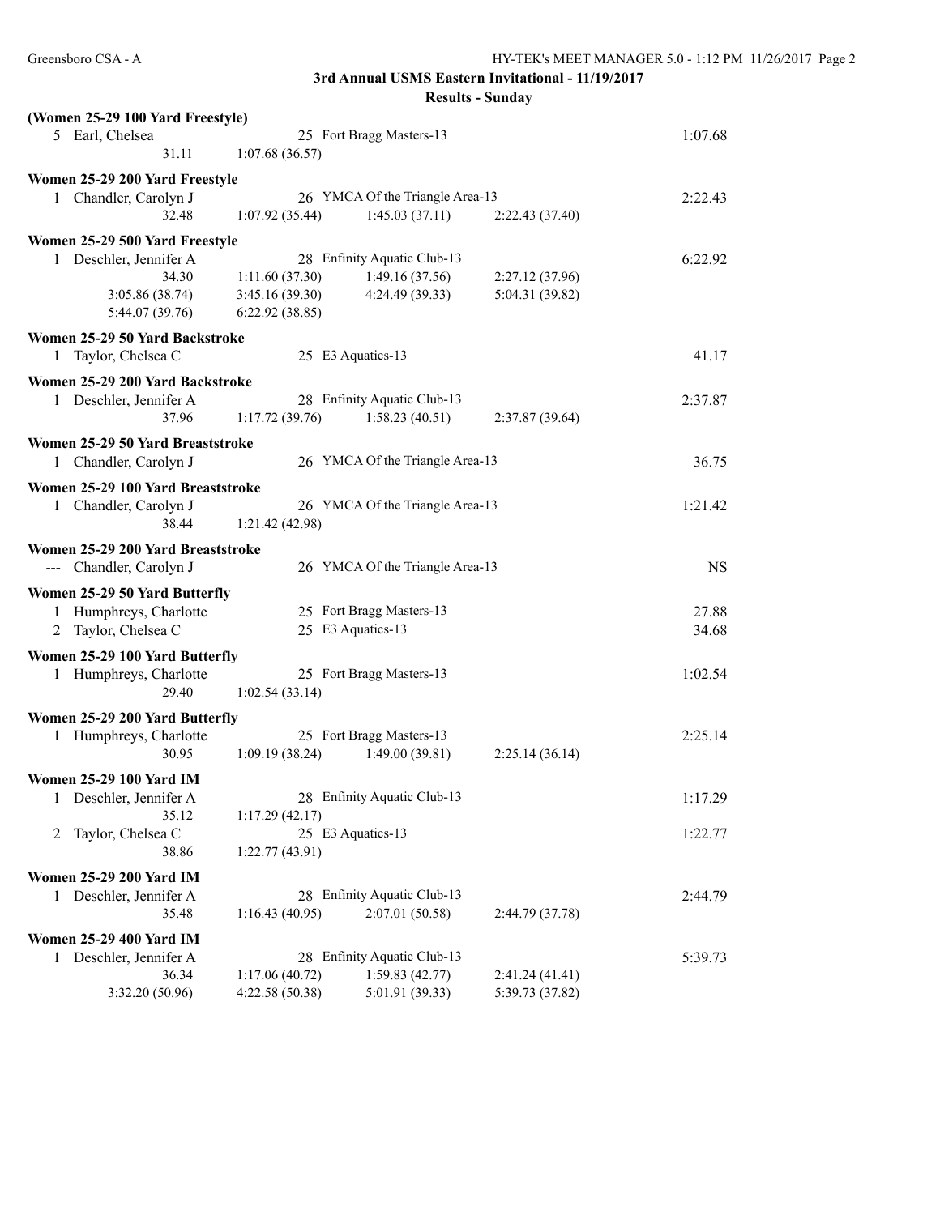**3rd Annual USMS Eastern Invitational - 11/19/2017**

**Results - Sunday**

### (Women 25-29 100 Yard Freestyle)

5 Earl, Chelsea — 25 Fort Bragg Masters-13 — 1:07.68
31.11 1:07.68 (36.57)

### Women 25-29 200 Yard Freestyle

1 Chandler, Carolyn J — 26 YMCA Of the Triangle Area-13 — 2:22.43
32.48 1:07.92 (35.44) 1:45.03 (37.11) 2:22.43 (37.40)

### Women 25-29 500 Yard Freestyle

1 Deschler, Jennifer A — 28 Enfinity Aquatic Club-13 — 6:22.92
34.30 1:11.60 (37.30) 1:49.16 (37.56) 2:27.12 (37.96)
3:05.86 (38.74) 3:45.16 (39.30) 4:24.49 (39.33) 5:04.31 (39.82)
5:44.07 (39.76) 6:22.92 (38.85)

### Women 25-29 50 Yard Backstroke

1 Taylor, Chelsea C — 25 E3 Aquatics-13 — 41.17

### Women 25-29 200 Yard Backstroke

1 Deschler, Jennifer A — 28 Enfinity Aquatic Club-13 — 2:37.87
37.96 1:17.72 (39.76) 1:58.23 (40.51) 2:37.87 (39.64)

### Women 25-29 50 Yard Breaststroke

1 Chandler, Carolyn J — 26 YMCA Of the Triangle Area-13 — 36.75

### Women 25-29 100 Yard Breaststroke

1 Chandler, Carolyn J — 26 YMCA Of the Triangle Area-13 — 1:21.42
38.44 1:21.42 (42.98)

### Women 25-29 200 Yard Breaststroke

--- Chandler, Carolyn J — 26 YMCA Of the Triangle Area-13 — NS

### Women 25-29 50 Yard Butterfly

1 Humphreys, Charlotte — 25 Fort Bragg Masters-13 — 27.88
2 Taylor, Chelsea C — 25 E3 Aquatics-13 — 34.68

### Women 25-29 100 Yard Butterfly

1 Humphreys, Charlotte — 25 Fort Bragg Masters-13 — 1:02.54
29.40 1:02.54 (33.14)

### Women 25-29 200 Yard Butterfly

1 Humphreys, Charlotte — 25 Fort Bragg Masters-13 — 2:25.14
30.95 1:09.19 (38.24) 1:49.00 (39.81) 2:25.14 (36.14)

### Women 25-29 100 Yard IM

1 Deschler, Jennifer A — 28 Enfinity Aquatic Club-13 — 1:17.29
35.12 1:17.29 (42.17)
2 Taylor, Chelsea C — 25 E3 Aquatics-13 — 1:22.77
38.86 1:22.77 (43.91)

### Women 25-29 200 Yard IM

1 Deschler, Jennifer A — 28 Enfinity Aquatic Club-13 — 2:44.79
35.48 1:16.43 (40.95) 2:07.01 (50.58) 2:44.79 (37.78)

### Women 25-29 400 Yard IM

1 Deschler, Jennifer A — 28 Enfinity Aquatic Club-13 — 5:39.73
36.34 1:17.06 (40.72) 1:59.83 (42.77) 2:41.24 (41.41)
3:32.20 (50.96) 4:22.58 (50.38) 5:01.91 (39.33) 5:39.73 (37.82)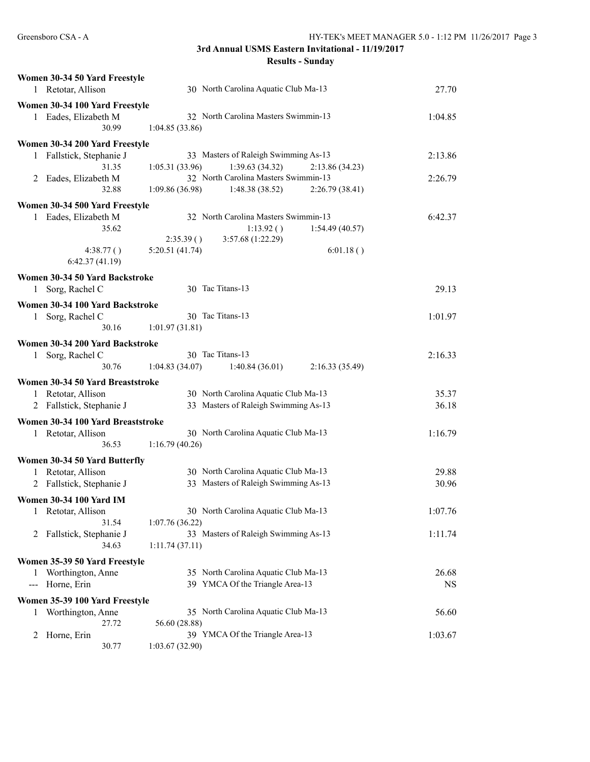## 3rd Annual USMS Eastern Invitational - 11/19/2017

### Results - Sunday

**Women 30-34 50 Yard Freestyle**

1 Retotar, Allison 30 North Carolina Aquatic Club Ma-13 27.70

**Women 30-34 100 Yard Freestyle**

1 Eades, Elizabeth M 32 North Carolina Masters Swimmin-13 1:04.85
30.99 1:04.85 (33.86)

**Women 30-34 200 Yard Freestyle**

1 Fallstick, Stephanie J 33 Masters of Raleigh Swimming As-13 2:13.86
31.35 1:05.31 (33.96) 1:39.63 (34.32) 2:13.86 (34.23)

2 Eades, Elizabeth M 32 North Carolina Masters Swimmin-13 2:26.79
32.88 1:09.86 (36.98) 1:48.38 (38.52) 2:26.79 (38.41)

**Women 30-34 500 Yard Freestyle**

1 Eades, Elizabeth M 32 North Carolina Masters Swimmin-13 6:42.37
35.62 1:13.92 ( ) 1:54.49 (40.57)
2:35.39 ( ) 3:57.68 (1:22.29)
4:38.77 ( ) 5:20.51 (41.74) 6:01.18 ( )
6:42.37 (41.19)

**Women 30-34 50 Yard Backstroke**

1 Sorg, Rachel C 30 Tac Titans-13 29.13

**Women 30-34 100 Yard Backstroke**

1 Sorg, Rachel C 30 Tac Titans-13 1:01.97
30.16 1:01.97 (31.81)

**Women 30-34 200 Yard Backstroke**

1 Sorg, Rachel C 30 Tac Titans-13 2:16.33
30.76 1:04.83 (34.07) 1:40.84 (36.01) 2:16.33 (35.49)

**Women 30-34 50 Yard Breaststroke**

1 Retotar, Allison 30 North Carolina Aquatic Club Ma-13 35.37

2 Fallstick, Stephanie J 33 Masters of Raleigh Swimming As-13 36.18

**Women 30-34 100 Yard Breaststroke**

1 Retotar, Allison 30 North Carolina Aquatic Club Ma-13 1:16.79
36.53 1:16.79 (40.26)

**Women 30-34 50 Yard Butterfly**

1 Retotar, Allison 30 North Carolina Aquatic Club Ma-13 29.88

2 Fallstick, Stephanie J 33 Masters of Raleigh Swimming As-13 30.96

**Women 30-34 100 Yard IM**

1 Retotar, Allison 30 North Carolina Aquatic Club Ma-13 1:07.76
31.54 1:07.76 (36.22)

2 Fallstick, Stephanie J 33 Masters of Raleigh Swimming As-13 1:11.74
34.63 1:11.74 (37.11)

**Women 35-39 50 Yard Freestyle**

1 Worthington, Anne 35 North Carolina Aquatic Club Ma-13 26.68

--- Horne, Erin 39 YMCA Of the Triangle Area-13 NS

**Women 35-39 100 Yard Freestyle**

1 Worthington, Anne 35 North Carolina Aquatic Club Ma-13 56.60
27.72 56.60 (28.88)

2 Horne, Erin 39 YMCA Of the Triangle Area-13 1:03.67
30.77 1:03.67 (32.90)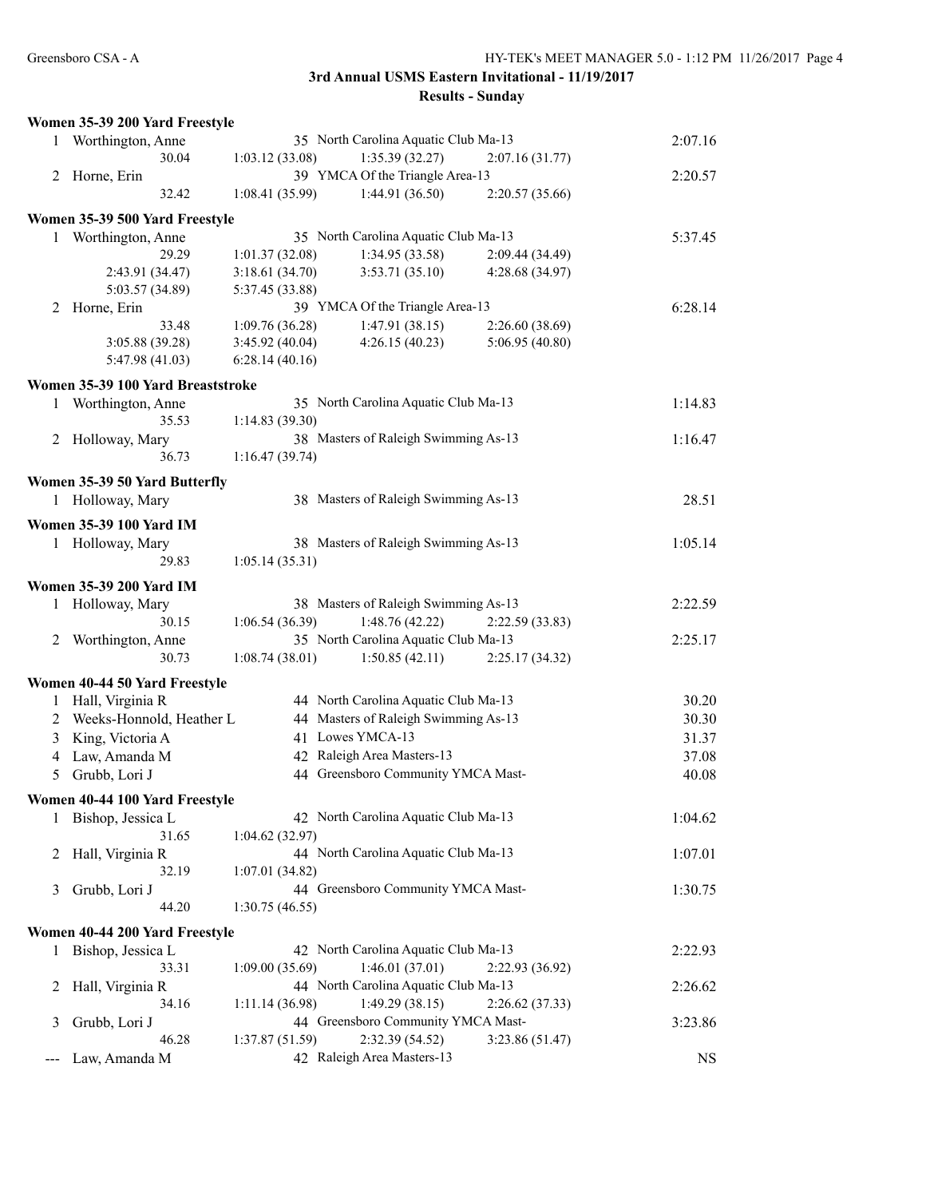## 3rd Annual USMS Eastern Invitational - 11/19/2017

### Results - Sunday

**Women 35-39 200 Yard Freestyle**

| Place | Name | Age | Team | Time |
|---|---|---|---|---|
| 1 | Worthington, Anne | 35 | North Carolina Aquatic Club Ma-13 | 2:07.16 |
| | 30.04 | 1:03.12 (33.08) | 1:35.39 (32.27) | 2:07.16 (31.77) |
| 2 | Horne, Erin | 39 | YMCA Of the Triangle Area-13 | 2:20.57 |
| | 32.42 | 1:08.41 (35.99) | 1:44.91 (36.50) | 2:20.57 (35.66) |

**Women 35-39 500 Yard Freestyle**

| Place | Name | Age | Team | Time |
|---|---|---|---|---|
| 1 | Worthington, Anne | 35 | North Carolina Aquatic Club Ma-13 | 5:37.45 |
| | 29.29 | 1:01.37 (32.08) | 1:34.95 (33.58) | 2:09.44 (34.49) |
| | 2:43.91 (34.47) | 3:18.61 (34.70) | 3:53.71 (35.10) | 4:28.68 (34.97) |
| | 5:03.57 (34.89) | 5:37.45 (33.88) | | |
| 2 | Horne, Erin | 39 | YMCA Of the Triangle Area-13 | 6:28.14 |
| | 33.48 | 1:09.76 (36.28) | 1:47.91 (38.15) | 2:26.60 (38.69) |
| | 3:05.88 (39.28) | 3:45.92 (40.04) | 4:26.15 (40.23) | 5:06.95 (40.80) |
| | 5:47.98 (41.03) | 6:28.14 (40.16) | | |

**Women 35-39 100 Yard Breaststroke**

| Place | Name | Age | Team | Time |
|---|---|---|---|---|
| 1 | Worthington, Anne | 35 | North Carolina Aquatic Club Ma-13 | 1:14.83 |
| | 35.53 | 1:14.83 (39.30) | | |
| 2 | Holloway, Mary | 38 | Masters of Raleigh Swimming As-13 | 1:16.47 |
| | 36.73 | 1:16.47 (39.74) | | |

**Women 35-39 50 Yard Butterfly**

| Place | Name | Age | Team | Time |
|---|---|---|---|---|
| 1 | Holloway, Mary | 38 | Masters of Raleigh Swimming As-13 | 28.51 |

**Women 35-39 100 Yard IM**

| Place | Name | Age | Team | Time |
|---|---|---|---|---|
| 1 | Holloway, Mary | 38 | Masters of Raleigh Swimming As-13 | 1:05.14 |
| | 29.83 | 1:05.14 (35.31) | | |

**Women 35-39 200 Yard IM**

| Place | Name | Age | Team | Time |
|---|---|---|---|---|
| 1 | Holloway, Mary | 38 | Masters of Raleigh Swimming As-13 | 2:22.59 |
| | 30.15 | 1:06.54 (36.39) | 1:48.76 (42.22) | 2:22.59 (33.83) |
| 2 | Worthington, Anne | 35 | North Carolina Aquatic Club Ma-13 | 2:25.17 |
| | 30.73 | 1:08.74 (38.01) | 1:50.85 (42.11) | 2:25.17 (34.32) |

**Women 40-44 50 Yard Freestyle**

| Place | Name | Age | Team | Time |
|---|---|---|---|---|
| 1 | Hall, Virginia R | 44 | North Carolina Aquatic Club Ma-13 | 30.20 |
| 2 | Weeks-Honnold, Heather L | 44 | Masters of Raleigh Swimming As-13 | 30.30 |
| 3 | King, Victoria A | 41 | Lowes YMCA-13 | 31.37 |
| 4 | Law, Amanda M | 42 | Raleigh Area Masters-13 | 37.08 |
| 5 | Grubb, Lori J | 44 | Greensboro Community YMCA Mast- | 40.08 |

**Women 40-44 100 Yard Freestyle**

| Place | Name | Age | Team | Time |
|---|---|---|---|---|
| 1 | Bishop, Jessica L | 42 | North Carolina Aquatic Club Ma-13 | 1:04.62 |
| | 31.65 | 1:04.62 (32.97) | | |
| 2 | Hall, Virginia R | 44 | North Carolina Aquatic Club Ma-13 | 1:07.01 |
| | 32.19 | 1:07.01 (34.82) | | |
| 3 | Grubb, Lori J | 44 | Greensboro Community YMCA Mast- | 1:30.75 |
| | 44.20 | 1:30.75 (46.55) | | |

**Women 40-44 200 Yard Freestyle**

| Place | Name | Age | Team | Time |
|---|---|---|---|---|
| 1 | Bishop, Jessica L | 42 | North Carolina Aquatic Club Ma-13 | 2:22.93 |
| | 33.31 | 1:09.00 (35.69) | 1:46.01 (37.01) | 2:22.93 (36.92) |
| 2 | Hall, Virginia R | 44 | North Carolina Aquatic Club Ma-13 | 2:26.62 |
| | 34.16 | 1:11.14 (36.98) | 1:49.29 (38.15) | 2:26.62 (37.33) |
| 3 | Grubb, Lori J | 44 | Greensboro Community YMCA Mast- | 3:23.86 |
| | 46.28 | 1:37.87 (51.59) | 2:32.39 (54.52) | 3:23.86 (51.47) |
| --- | Law, Amanda M | 42 | Raleigh Area Masters-13 | NS |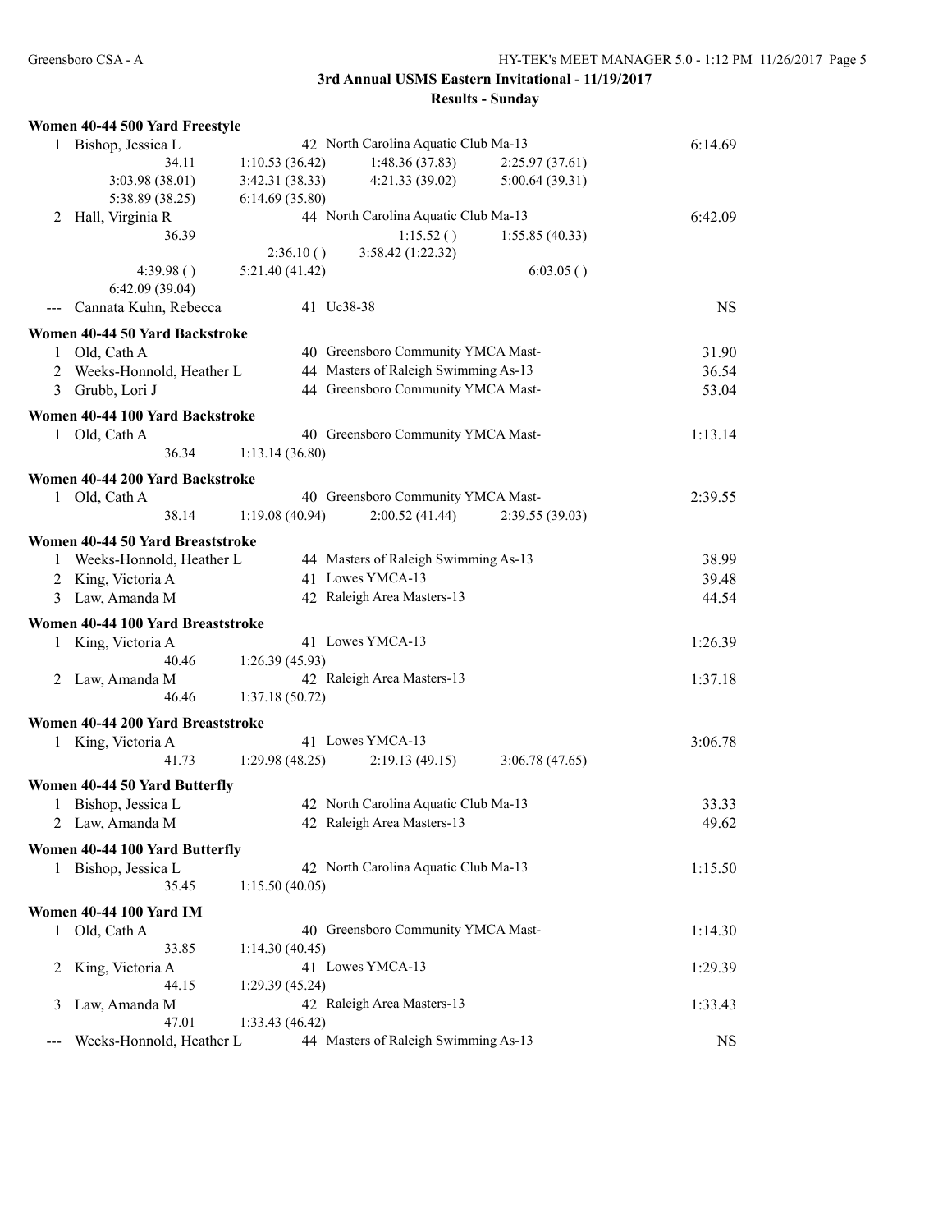## 3rd Annual USMS Eastern Invitational - 11/19/2017

### Results - Sunday

**Women 40-44 500 Yard Freestyle**

1 Bishop, Jessica L — 42 North Carolina Aquatic Club Ma-13 — 6:14.69
34.11 — 1:10.53 (36.42) — 1:48.36 (37.83) — 2:25.97 (37.61)
3:03.98 (38.01) — 3:42.31 (38.33) — 4:21.33 (39.02) — 5:00.64 (39.31)
5:38.89 (38.25) — 6:14.69 (35.80)

2 Hall, Virginia R — 44 North Carolina Aquatic Club Ma-13 — 6:42.09
36.39 — 1:15.52 ( ) — 1:55.85 (40.33)
2:36.10 ( ) — 3:58.42 (1:22.32)
4:39.98 ( ) — 5:21.40 (41.42) — 6:03.05 ( )
6:42.09 (39.04)

--- Cannata Kuhn, Rebecca — 41 Uc38-38 — NS

**Women 40-44 50 Yard Backstroke**

1 Old, Cath A — 40 Greensboro Community YMCA Mast- — 31.90
2 Weeks-Honnold, Heather L — 44 Masters of Raleigh Swimming As-13 — 36.54
3 Grubb, Lori J — 44 Greensboro Community YMCA Mast- — 53.04

**Women 40-44 100 Yard Backstroke**

1 Old, Cath A — 40 Greensboro Community YMCA Mast- — 1:13.14
36.34 — 1:13.14 (36.80)

**Women 40-44 200 Yard Backstroke**

1 Old, Cath A — 40 Greensboro Community YMCA Mast- — 2:39.55
38.14 — 1:19.08 (40.94) — 2:00.52 (41.44) — 2:39.55 (39.03)

**Women 40-44 50 Yard Breaststroke**

1 Weeks-Honnold, Heather L — 44 Masters of Raleigh Swimming As-13 — 38.99
2 King, Victoria A — 41 Lowes YMCA-13 — 39.48
3 Law, Amanda M — 42 Raleigh Area Masters-13 — 44.54

**Women 40-44 100 Yard Breaststroke**

1 King, Victoria A — 41 Lowes YMCA-13 — 1:26.39
40.46 — 1:26.39 (45.93)

2 Law, Amanda M — 42 Raleigh Area Masters-13 — 1:37.18
46.46 — 1:37.18 (50.72)

**Women 40-44 200 Yard Breaststroke**

1 King, Victoria A — 41 Lowes YMCA-13 — 3:06.78
41.73 — 1:29.98 (48.25) — 2:19.13 (49.15) — 3:06.78 (47.65)

**Women 40-44 50 Yard Butterfly**

1 Bishop, Jessica L — 42 North Carolina Aquatic Club Ma-13 — 33.33
2 Law, Amanda M — 42 Raleigh Area Masters-13 — 49.62

**Women 40-44 100 Yard Butterfly**

1 Bishop, Jessica L — 42 North Carolina Aquatic Club Ma-13 — 1:15.50
35.45 — 1:15.50 (40.05)

**Women 40-44 100 Yard IM**

1 Old, Cath A — 40 Greensboro Community YMCA Mast- — 1:14.30
33.85 — 1:14.30 (40.45)

2 King, Victoria A — 41 Lowes YMCA-13 — 1:29.39
44.15 — 1:29.39 (45.24)

3 Law, Amanda M — 42 Raleigh Area Masters-13 — 1:33.43
47.01 — 1:33.43 (46.42)

--- Weeks-Honnold, Heather L — 44 Masters of Raleigh Swimming As-13 — NS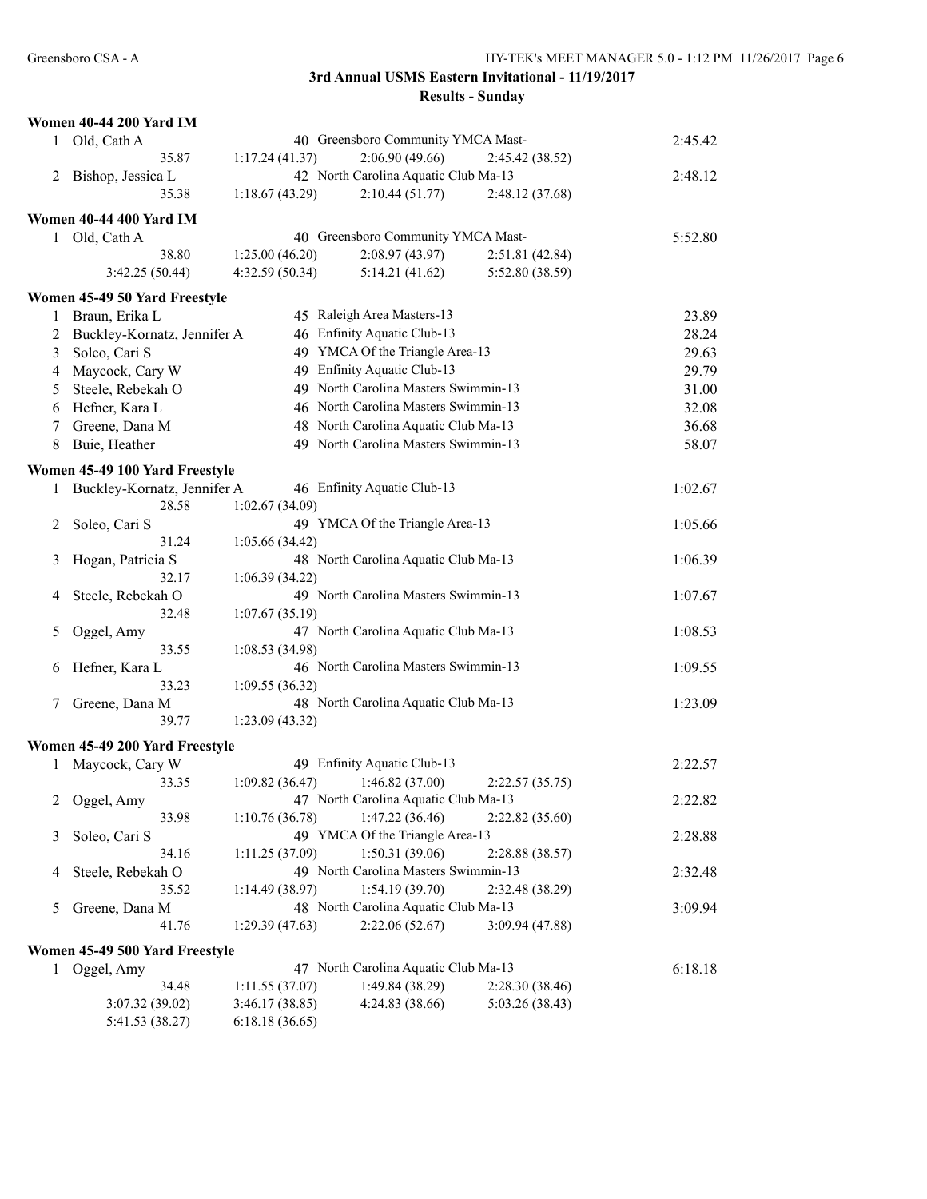**3rd Annual USMS Eastern Invitational - 11/19/2017**

**Results - Sunday**

### Women 40-44 200 Yard IM

| Place | Name | Age | Team | Time |
|---|---|---|---|---|
| 1 | Old, Cath A | 40 | Greensboro Community YMCA Mast- | 2:45.42 |
| | 35.87 &nbsp; 1:17.24 (41.37) &nbsp; 2:06.90 (49.66) &nbsp; 2:45.42 (38.52) | | | |
| 2 | Bishop, Jessica L | 42 | North Carolina Aquatic Club Ma-13 | 2:48.12 |
| | 35.38 &nbsp; 1:18.67 (43.29) &nbsp; 2:10.44 (51.77) &nbsp; 2:48.12 (37.68) | | | |

### Women 40-44 400 Yard IM

| Place | Name | Age | Team | Time |
|---|---|---|---|---|
| 1 | Old, Cath A | 40 | Greensboro Community YMCA Mast- | 5:52.80 |
| | 38.80 &nbsp; 1:25.00 (46.20) &nbsp; 2:08.97 (43.97) &nbsp; 2:51.81 (42.84) | | | |
| | 3:42.25 (50.44) &nbsp; 4:32.59 (50.34) &nbsp; 5:14.21 (41.62) &nbsp; 5:52.80 (38.59) | | | |

### Women 45-49 50 Yard Freestyle

| Place | Name | Age | Team | Time |
|---|---|---|---|---|
| 1 | Braun, Erika L | 45 | Raleigh Area Masters-13 | 23.89 |
| 2 | Buckley-Kornatz, Jennifer A | 46 | Enfinity Aquatic Club-13 | 28.24 |
| 3 | Soleo, Cari S | 49 | YMCA Of the Triangle Area-13 | 29.63 |
| 4 | Maycock, Cary W | 49 | Enfinity Aquatic Club-13 | 29.79 |
| 5 | Steele, Rebekah O | 49 | North Carolina Masters Swimmin-13 | 31.00 |
| 6 | Hefner, Kara L | 46 | North Carolina Masters Swimmin-13 | 32.08 |
| 7 | Greene, Dana M | 48 | North Carolina Aquatic Club Ma-13 | 36.68 |
| 8 | Buie, Heather | 49 | North Carolina Masters Swimmin-13 | 58.07 |

### Women 45-49 100 Yard Freestyle

| Place | Name | Age | Team | Time |
|---|---|---|---|---|
| 1 | Buckley-Kornatz, Jennifer A | 46 | Enfinity Aquatic Club-13 | 1:02.67 |
| | 28.58 &nbsp; 1:02.67 (34.09) | | | |
| 2 | Soleo, Cari S | 49 | YMCA Of the Triangle Area-13 | 1:05.66 |
| | 31.24 &nbsp; 1:05.66 (34.42) | | | |
| 3 | Hogan, Patricia S | 48 | North Carolina Aquatic Club Ma-13 | 1:06.39 |
| | 32.17 &nbsp; 1:06.39 (34.22) | | | |
| 4 | Steele, Rebekah O | 49 | North Carolina Masters Swimmin-13 | 1:07.67 |
| | 32.48 &nbsp; 1:07.67 (35.19) | | | |
| 5 | Oggel, Amy | 47 | North Carolina Aquatic Club Ma-13 | 1:08.53 |
| | 33.55 &nbsp; 1:08.53 (34.98) | | | |
| 6 | Hefner, Kara L | 46 | North Carolina Masters Swimmin-13 | 1:09.55 |
| | 33.23 &nbsp; 1:09.55 (36.32) | | | |
| 7 | Greene, Dana M | 48 | North Carolina Aquatic Club Ma-13 | 1:23.09 |
| | 39.77 &nbsp; 1:23.09 (43.32) | | | |

### Women 45-49 200 Yard Freestyle

| Place | Name | Age | Team | Time |
|---|---|---|---|---|
| 1 | Maycock, Cary W | 49 | Enfinity Aquatic Club-13 | 2:22.57 |
| | 33.35 &nbsp; 1:09.82 (36.47) &nbsp; 1:46.82 (37.00) &nbsp; 2:22.57 (35.75) | | | |
| 2 | Oggel, Amy | 47 | North Carolina Aquatic Club Ma-13 | 2:22.82 |
| | 33.98 &nbsp; 1:10.76 (36.78) &nbsp; 1:47.22 (36.46) &nbsp; 2:22.82 (35.60) | | | |
| 3 | Soleo, Cari S | 49 | YMCA Of the Triangle Area-13 | 2:28.88 |
| | 34.16 &nbsp; 1:11.25 (37.09) &nbsp; 1:50.31 (39.06) &nbsp; 2:28.88 (38.57) | | | |
| 4 | Steele, Rebekah O | 49 | North Carolina Masters Swimmin-13 | 2:32.48 |
| | 35.52 &nbsp; 1:14.49 (38.97) &nbsp; 1:54.19 (39.70) &nbsp; 2:32.48 (38.29) | | | |
| 5 | Greene, Dana M | 48 | North Carolina Aquatic Club Ma-13 | 3:09.94 |
| | 41.76 &nbsp; 1:29.39 (47.63) &nbsp; 2:22.06 (52.67) &nbsp; 3:09.94 (47.88) | | | |

### Women 45-49 500 Yard Freestyle

| Place | Name | Age | Team | Time |
|---|---|---|---|---|
| 1 | Oggel, Amy | 47 | North Carolina Aquatic Club Ma-13 | 6:18.18 |
| | 34.48 &nbsp; 1:11.55 (37.07) &nbsp; 1:49.84 (38.29) &nbsp; 2:28.30 (38.46) | | | |
| | 3:07.32 (39.02) &nbsp; 3:46.17 (38.85) &nbsp; 4:24.83 (38.66) &nbsp; 5:03.26 (38.43) | | | |
| | 5:41.53 (38.27) &nbsp; 6:18.18 (36.65) | | | |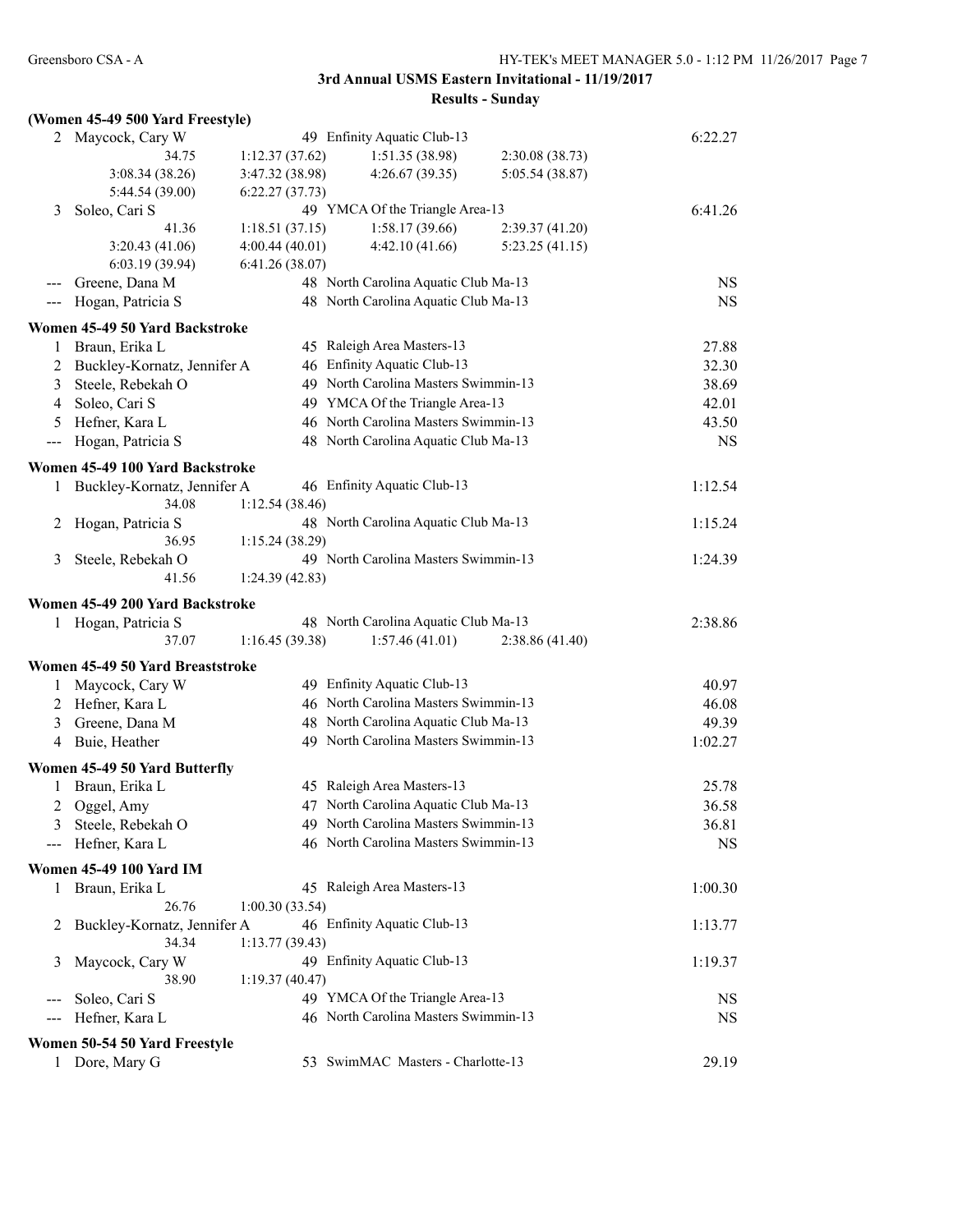## 3rd Annual USMS Eastern Invitational - 11/19/2017

### Results - Sunday

**(Women 45-49 500 Yard Freestyle)**

| Place | Name | Age | Team | Finals Time |
|---|---|---|---|---|
| 2 | Maycock, Cary W | 49 | Enfinity Aquatic Club-13 | 6:22.27 |
| | 34.75 · 1:12.37 (37.62) · 1:51.35 (38.98) · 2:30.08 (38.73) · 3:08.34 (38.26) · 3:47.32 (38.98) · 4:26.67 (39.35) · 5:05.54 (38.87) · 5:44.54 (39.00) · 6:22.27 (37.73) | | | |
| 3 | Soleo, Cari S | 49 | YMCA Of the Triangle Area-13 | 6:41.26 |
| | 41.36 · 1:18.51 (37.15) · 1:58.17 (39.66) · 2:39.37 (41.20) · 3:20.43 (41.06) · 4:00.44 (40.01) · 4:42.10 (41.66) · 5:23.25 (41.15) · 6:03.19 (39.94) · 6:41.26 (38.07) | | | |
| --- | Greene, Dana M | 48 | North Carolina Aquatic Club Ma-13 | NS |
| --- | Hogan, Patricia S | 48 | North Carolina Aquatic Club Ma-13 | NS |

**Women 45-49 50 Yard Backstroke**

| Place | Name | Age | Team | Finals Time |
|---|---|---|---|---|
| 1 | Braun, Erika L | 45 | Raleigh Area Masters-13 | 27.88 |
| 2 | Buckley-Kornatz, Jennifer A | 46 | Enfinity Aquatic Club-13 | 32.30 |
| 3 | Steele, Rebekah O | 49 | North Carolina Masters Swimmin-13 | 38.69 |
| 4 | Soleo, Cari S | 49 | YMCA Of the Triangle Area-13 | 42.01 |
| 5 | Hefner, Kara L | 46 | North Carolina Masters Swimmin-13 | 43.50 |
| --- | Hogan, Patricia S | 48 | North Carolina Aquatic Club Ma-13 | NS |

**Women 45-49 100 Yard Backstroke**

| Place | Name | Age | Team | Finals Time |
|---|---|---|---|---|
| 1 | Buckley-Kornatz, Jennifer A | 46 | Enfinity Aquatic Club-13 | 1:12.54 |
| | 34.08 · 1:12.54 (38.46) | | | |
| 2 | Hogan, Patricia S | 48 | North Carolina Aquatic Club Ma-13 | 1:15.24 |
| | 36.95 · 1:15.24 (38.29) | | | |
| 3 | Steele, Rebekah O | 49 | North Carolina Masters Swimmin-13 | 1:24.39 |
| | 41.56 · 1:24.39 (42.83) | | | |

**Women 45-49 200 Yard Backstroke**

| Place | Name | Age | Team | Finals Time |
|---|---|---|---|---|
| 1 | Hogan, Patricia S | 48 | North Carolina Aquatic Club Ma-13 | 2:38.86 |
| | 37.07 · 1:16.45 (39.38) · 1:57.46 (41.01) · 2:38.86 (41.40) | | | |

**Women 45-49 50 Yard Breaststroke**

| Place | Name | Age | Team | Finals Time |
|---|---|---|---|---|
| 1 | Maycock, Cary W | 49 | Enfinity Aquatic Club-13 | 40.97 |
| 2 | Hefner, Kara L | 46 | North Carolina Masters Swimmin-13 | 46.08 |
| 3 | Greene, Dana M | 48 | North Carolina Aquatic Club Ma-13 | 49.39 |
| 4 | Buie, Heather | 49 | North Carolina Masters Swimmin-13 | 1:02.27 |

**Women 45-49 50 Yard Butterfly**

| Place | Name | Age | Team | Finals Time |
|---|---|---|---|---|
| 1 | Braun, Erika L | 45 | Raleigh Area Masters-13 | 25.78 |
| 2 | Oggel, Amy | 47 | North Carolina Aquatic Club Ma-13 | 36.58 |
| 3 | Steele, Rebekah O | 49 | North Carolina Masters Swimmin-13 | 36.81 |
| --- | Hefner, Kara L | 46 | North Carolina Masters Swimmin-13 | NS |

**Women 45-49 100 Yard IM**

| Place | Name | Age | Team | Finals Time |
|---|---|---|---|---|
| 1 | Braun, Erika L | 45 | Raleigh Area Masters-13 | 1:00.30 |
| | 26.76 · 1:00.30 (33.54) | | | |
| 2 | Buckley-Kornatz, Jennifer A | 46 | Enfinity Aquatic Club-13 | 1:13.77 |
| | 34.34 · 1:13.77 (39.43) | | | |
| 3 | Maycock, Cary W | 49 | Enfinity Aquatic Club-13 | 1:19.37 |
| | 38.90 · 1:19.37 (40.47) | | | |
| --- | Soleo, Cari S | 49 | YMCA Of the Triangle Area-13 | NS |
| --- | Hefner, Kara L | 46 | North Carolina Masters Swimmin-13 | NS |

**Women 50-54 50 Yard Freestyle**

| Place | Name | Age | Team | Finals Time |
|---|---|---|---|---|
| 1 | Dore, Mary G | 53 | SwimMAC Masters - Charlotte-13 | 29.19 |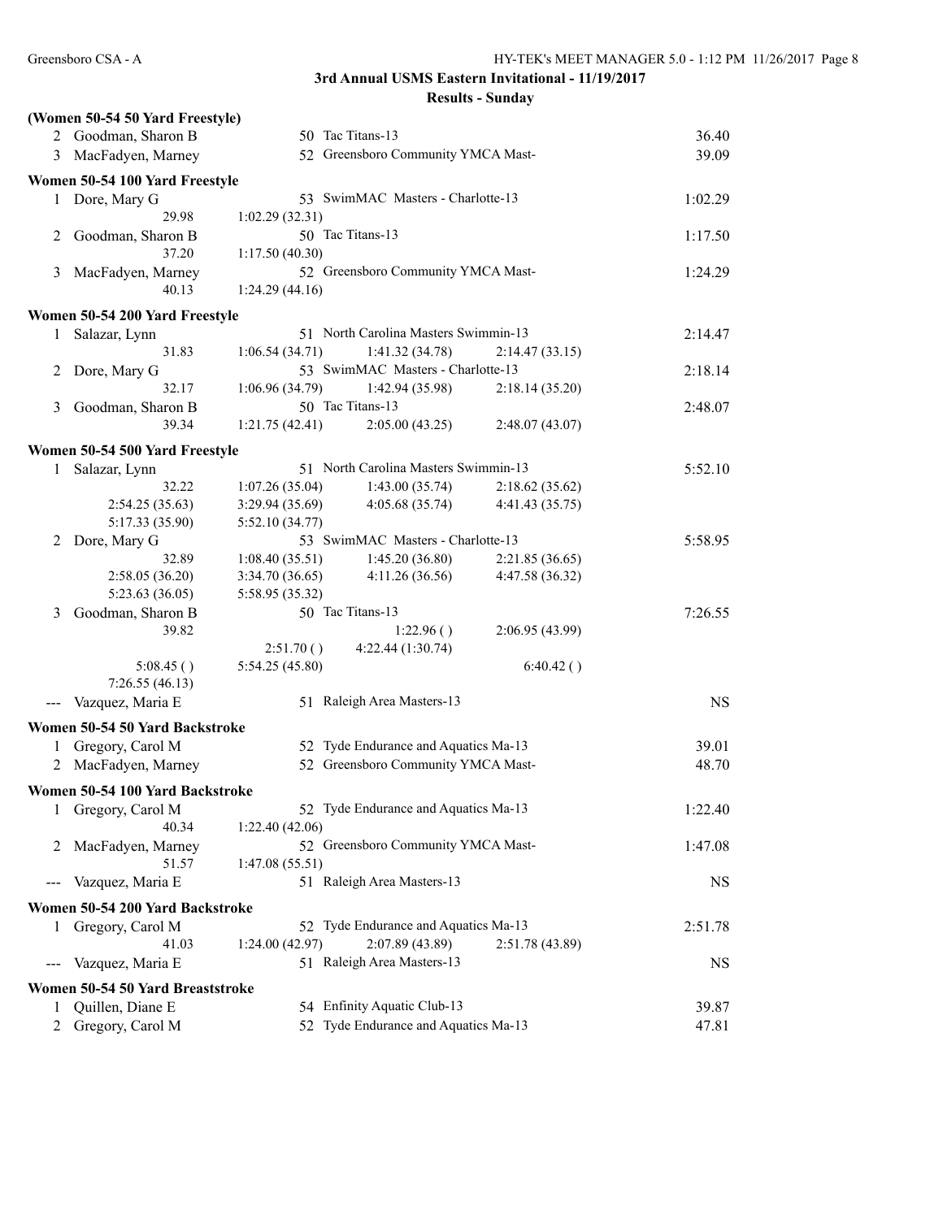3rd Annual USMS Eastern Invitational - 11/19/2017

Results - Sunday

**(Women 50-54 50 Yard Freestyle)**

```
  2 Goodman, Sharon B                 50 Tac Titans-13                                           36.40
  3 MacFadyen, Marney                 52 Greensboro Community YMCA Mast-                         39.09
```

**Women 50-54 100 Yard Freestyle**

```
  1 Dore, Mary G                      53 SwimMAC  Masters - Charlotte-13                       1:02.29
              29.98       1:02.29 (32.31)
  2 Goodman, Sharon B                 50 Tac Titans-13                                         1:17.50
              37.20       1:17.50 (40.30)
  3 MacFadyen, Marney                 52 Greensboro Community YMCA Mast-                       1:24.29
              40.13       1:24.29 (44.16)
```

**Women 50-54 200 Yard Freestyle**

```
  1 Salazar, Lynn                     51 North Carolina Masters Swimmin-13                     2:14.47
              31.83       1:06.54 (34.71)     1:41.32 (34.78)     2:14.47 (33.15)
  2 Dore, Mary G                      53 SwimMAC  Masters - Charlotte-13                       2:18.14
              32.17       1:06.96 (34.79)     1:42.94 (35.98)     2:18.14 (35.20)
  3 Goodman, Sharon B                 50 Tac Titans-13                                         2:48.07
              39.34       1:21.75 (42.41)     2:05.00 (43.25)     2:48.07 (43.07)
```

**Women 50-54 500 Yard Freestyle**

```
  1 Salazar, Lynn                     51 North Carolina Masters Swimmin-13                     5:52.10
              32.22       1:07.26 (35.04)     1:43.00 (35.74)     2:18.62 (35.62)
    2:54.25 (35.63)       3:29.94 (35.69)     4:05.68 (35.74)     4:41.43 (35.75)
    5:17.33 (35.90)       5:52.10 (34.77)
  2 Dore, Mary G                      53 SwimMAC  Masters - Charlotte-13                       5:58.95
              32.89       1:08.40 (35.51)     1:45.20 (36.80)     2:21.85 (36.65)
    2:58.05 (36.20)       3:34.70 (36.65)     4:11.26 (36.56)     4:47.58 (36.32)
    5:23.63 (36.05)       5:58.95 (35.32)
  3 Goodman, Sharon B                 50 Tac Titans-13                                         7:26.55
              39.82                           1:22.96 ( )         2:06.95 (43.99)
                          2:51.70 ( )         4:22.44 (1:30.74)
         5:08.45 ( )      5:54.25 (45.80)                         6:40.42 ( )
    7:26.55 (46.13)
--- Vazquez, Maria E                  51 Raleigh Area Masters-13                                    NS
```

**Women 50-54 50 Yard Backstroke**

```
  1 Gregory, Carol M                  52 Tyde Endurance and Aquatics Ma-13                       39.01
  2 MacFadyen, Marney                 52 Greensboro Community YMCA Mast-                         48.70
```

**Women 50-54 100 Yard Backstroke**

```
  1 Gregory, Carol M                  52 Tyde Endurance and Aquatics Ma-13                     1:22.40
              40.34       1:22.40 (42.06)
  2 MacFadyen, Marney                 52 Greensboro Community YMCA Mast-                       1:47.08
              51.57       1:47.08 (55.51)
--- Vazquez, Maria E                  51 Raleigh Area Masters-13                                    NS
```

**Women 50-54 200 Yard Backstroke**

```
  1 Gregory, Carol M                  52 Tyde Endurance and Aquatics Ma-13                     2:51.78
              41.03       1:24.00 (42.97)     2:07.89 (43.89)     2:51.78 (43.89)
--- Vazquez, Maria E                  51 Raleigh Area Masters-13                                    NS
```

**Women 50-54 50 Yard Breaststroke**

```
  1 Quillen, Diane E                  54 Enfinity Aquatic Club-13                                39.87
  2 Gregory, Carol M                  52 Tyde Endurance and Aquatics Ma-13                       47.81
```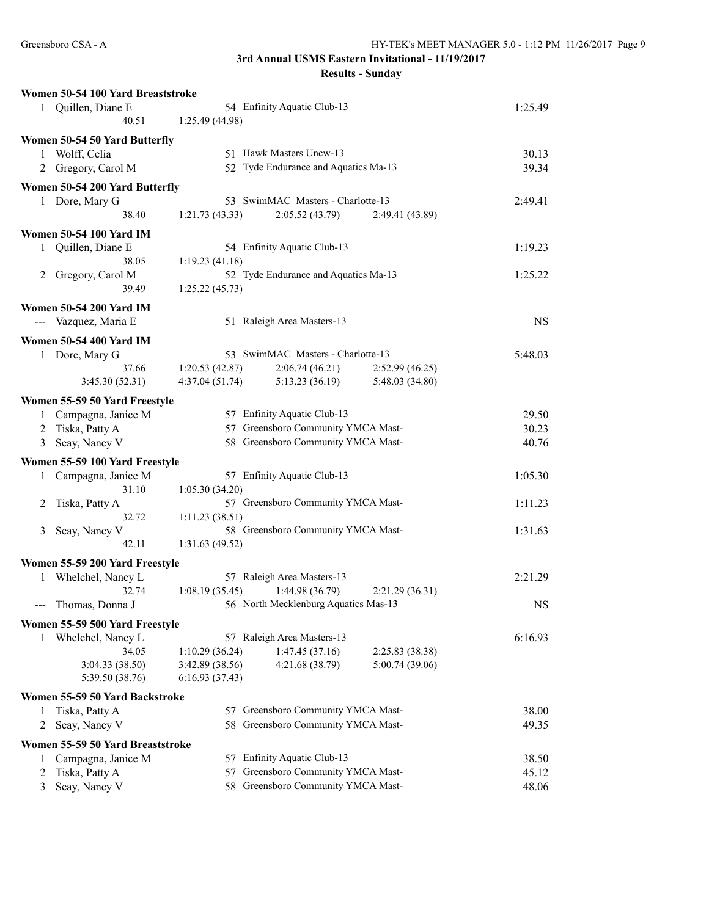# 3rd Annual USMS Eastern Invitational - 11/19/2017

## Results - Sunday

### Women 50-54 100 Yard Breaststroke

| Place | Name | Age | Team | Time |
|---|---|---|---|---|
| 1 | Quillen, Diane E | 54 | Enfinity Aquatic Club-13 | 1:25.49 |
| | 40.51 | 1:25.49 (44.98) | | |

### Women 50-54 50 Yard Butterfly

| Place | Name | Age | Team | Time |
|---|---|---|---|---|
| 1 | Wolff, Celia | 51 | Hawk Masters Uncw-13 | 30.13 |
| 2 | Gregory, Carol M | 52 | Tyde Endurance and Aquatics Ma-13 | 39.34 |

### Women 50-54 200 Yard Butterfly

| Place | Name | Age | Team | | Time |
|---|---|---|---|---|---|
| 1 | Dore, Mary G | 53 | SwimMAC Masters - Charlotte-13 | | 2:49.41 |
| | 38.40 | 1:21.73 (43.33) | 2:05.52 (43.79) | 2:49.41 (43.89) | |

### Women 50-54 100 Yard IM

| Place | Name | Age | Team | Time |
|---|---|---|---|---|
| 1 | Quillen, Diane E | 54 | Enfinity Aquatic Club-13 | 1:19.23 |
| | 38.05 | 1:19.23 (41.18) | | |
| 2 | Gregory, Carol M | 52 | Tyde Endurance and Aquatics Ma-13 | 1:25.22 |
| | 39.49 | 1:25.22 (45.73) | | |

### Women 50-54 200 Yard IM

| Place | Name | Age | Team | Time |
|---|---|---|---|---|
| --- | Vazquez, Maria E | 51 | Raleigh Area Masters-13 | NS |

### Women 50-54 400 Yard IM

| Place | Name | Age | Team | | Time |
|---|---|---|---|---|---|
| 1 | Dore, Mary G | 53 | SwimMAC Masters - Charlotte-13 | | 5:48.03 |
| | 37.66 | 1:20.53 (42.87) | 2:06.74 (46.21) | 2:52.99 (46.25) | |
| | 3:45.30 (52.31) | 4:37.04 (51.74) | 5:13.23 (36.19) | 5:48.03 (34.80) | |

### Women 55-59 50 Yard Freestyle

| Place | Name | Age | Team | Time |
|---|---|---|---|---|
| 1 | Campagna, Janice M | 57 | Enfinity Aquatic Club-13 | 29.50 |
| 2 | Tiska, Patty A | 57 | Greensboro Community YMCA Mast- | 30.23 |
| 3 | Seay, Nancy V | 58 | Greensboro Community YMCA Mast- | 40.76 |

### Women 55-59 100 Yard Freestyle

| Place | Name | Age | Team | Time |
|---|---|---|---|---|
| 1 | Campagna, Janice M | 57 | Enfinity Aquatic Club-13 | 1:05.30 |
| | 31.10 | 1:05.30 (34.20) | | |
| 2 | Tiska, Patty A | 57 | Greensboro Community YMCA Mast- | 1:11.23 |
| | 32.72 | 1:11.23 (38.51) | | |
| 3 | Seay, Nancy V | 58 | Greensboro Community YMCA Mast- | 1:31.63 |
| | 42.11 | 1:31.63 (49.52) | | |

### Women 55-59 200 Yard Freestyle

| Place | Name | Age | Team | | Time |
|---|---|---|---|---|---|
| 1 | Whelchel, Nancy L | 57 | Raleigh Area Masters-13 | | 2:21.29 |
| | 32.74 | 1:08.19 (35.45) | 1:44.98 (36.79) | 2:21.29 (36.31) | |
| --- | Thomas, Donna J | 56 | North Mecklenburg Aquatics Mas-13 | | NS |

### Women 55-59 500 Yard Freestyle

| Place | Name | Age | Team | | Time |
|---|---|---|---|---|---|
| 1 | Whelchel, Nancy L | 57 | Raleigh Area Masters-13 | | 6:16.93 |
| | 34.05 | 1:10.29 (36.24) | 1:47.45 (37.16) | 2:25.83 (38.38) | |
| | 3:04.33 (38.50) | 3:42.89 (38.56) | 4:21.68 (38.79) | 5:00.74 (39.06) | |
| | 5:39.50 (38.76) | 6:16.93 (37.43) | | | |

### Women 55-59 50 Yard Backstroke

| Place | Name | Age | Team | Time |
|---|---|---|---|---|
| 1 | Tiska, Patty A | 57 | Greensboro Community YMCA Mast- | 38.00 |
| 2 | Seay, Nancy V | 58 | Greensboro Community YMCA Mast- | 49.35 |

### Women 55-59 50 Yard Breaststroke

| Place | Name | Age | Team | Time |
|---|---|---|---|---|
| 1 | Campagna, Janice M | 57 | Enfinity Aquatic Club-13 | 38.50 |
| 2 | Tiska, Patty A | 57 | Greensboro Community YMCA Mast- | 45.12 |
| 3 | Seay, Nancy V | 58 | Greensboro Community YMCA Mast- | 48.06 |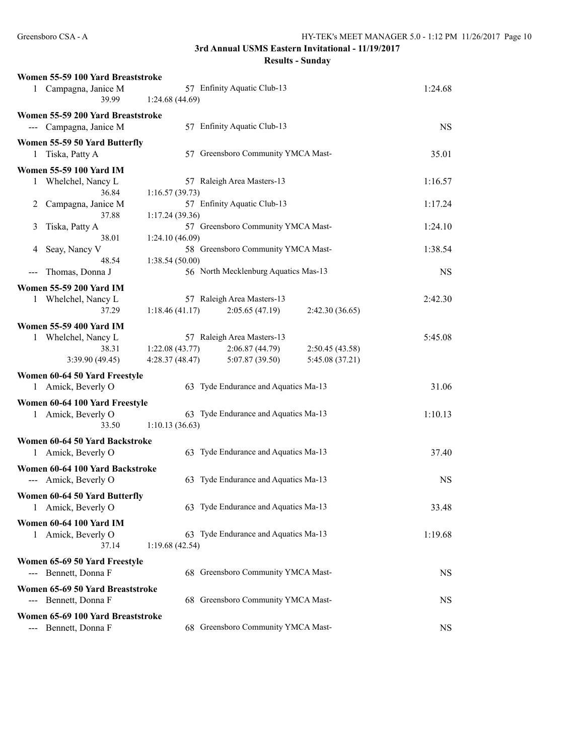**3rd Annual USMS Eastern Invitational - 11/19/2017**

**Results - Sunday**

**Women 55-59 100 Yard Breaststroke**

| Place | Name | Age | Team | | | Time |
|---|---|---|---|---|---|---|
| 1 | Campagna, Janice M | 57 | Enfinity Aquatic Club-13 | | | 1:24.68 |
| | 39.99 | 1:24.68 (44.69) | | | | |

**Women 55-59 200 Yard Breaststroke**

| Place | Name | Age | Team | Time |
|---|---|---|---|---|
| --- | Campagna, Janice M | 57 | Enfinity Aquatic Club-13 | NS |

**Women 55-59 50 Yard Butterfly**

| Place | Name | Age | Team | Time |
|---|---|---|---|---|
| 1 | Tiska, Patty A | 57 | Greensboro Community YMCA Mast- | 35.01 |

**Women 55-59 100 Yard IM**

| Place | Name | Age | Team | Time |
|---|---|---|---|---|
| 1 | Whelchel, Nancy L | 57 | Raleigh Area Masters-13 | 1:16.57 |
| | 36.84 | 1:16.57 (39.73) | | |
| 2 | Campagna, Janice M | 57 | Enfinity Aquatic Club-13 | 1:17.24 |
| | 37.88 | 1:17.24 (39.36) | | |
| 3 | Tiska, Patty A | 57 | Greensboro Community YMCA Mast- | 1:24.10 |
| | 38.01 | 1:24.10 (46.09) | | |
| 4 | Seay, Nancy V | 58 | Greensboro Community YMCA Mast- | 1:38.54 |
| | 48.54 | 1:38.54 (50.00) | | |
| --- | Thomas, Donna J | 56 | North Mecklenburg Aquatics Mas-13 | NS |

**Women 55-59 200 Yard IM**

| Place | Name | Age | Team | | Time |
|---|---|---|---|---|---|
| 1 | Whelchel, Nancy L | 57 | Raleigh Area Masters-13 | | 2:42.30 |
| | 37.29 | 1:18.46 (41.17) | 2:05.65 (47.19) | 2:42.30 (36.65) | |

**Women 55-59 400 Yard IM**

| Place | Name | Age | Team | | Time |
|---|---|---|---|---|---|
| 1 | Whelchel, Nancy L | 57 | Raleigh Area Masters-13 | | 5:45.08 |
| | 38.31 | 1:22.08 (43.77) | 2:06.87 (44.79) | 2:50.45 (43.58) | |
| | 3:39.90 (49.45) | 4:28.37 (48.47) | 5:07.87 (39.50) | 5:45.08 (37.21) | |

**Women 60-64 50 Yard Freestyle**

| Place | Name | Age | Team | Time |
|---|---|---|---|---|
| 1 | Amick, Beverly O | 63 | Tyde Endurance and Aquatics Ma-13 | 31.06 |

**Women 60-64 100 Yard Freestyle**

| Place | Name | Age | Team | Time |
|---|---|---|---|---|
| 1 | Amick, Beverly O | 63 | Tyde Endurance and Aquatics Ma-13 | 1:10.13 |
| | 33.50 | 1:10.13 (36.63) | | |

**Women 60-64 50 Yard Backstroke**

| Place | Name | Age | Team | Time |
|---|---|---|---|---|
| 1 | Amick, Beverly O | 63 | Tyde Endurance and Aquatics Ma-13 | 37.40 |

**Women 60-64 100 Yard Backstroke**

| Place | Name | Age | Team | Time |
|---|---|---|---|---|
| --- | Amick, Beverly O | 63 | Tyde Endurance and Aquatics Ma-13 | NS |

**Women 60-64 50 Yard Butterfly**

| Place | Name | Age | Team | Time |
|---|---|---|---|---|
| 1 | Amick, Beverly O | 63 | Tyde Endurance and Aquatics Ma-13 | 33.48 |

**Women 60-64 100 Yard IM**

| Place | Name | Age | Team | Time |
|---|---|---|---|---|
| 1 | Amick, Beverly O | 63 | Tyde Endurance and Aquatics Ma-13 | 1:19.68 |
| | 37.14 | 1:19.68 (42.54) | | |

**Women 65-69 50 Yard Freestyle**

| Place | Name | Age | Team | Time |
|---|---|---|---|---|
| --- | Bennett, Donna F | 68 | Greensboro Community YMCA Mast- | NS |

**Women 65-69 50 Yard Breaststroke**

| Place | Name | Age | Team | Time |
|---|---|---|---|---|
| --- | Bennett, Donna F | 68 | Greensboro Community YMCA Mast- | NS |

**Women 65-69 100 Yard Breaststroke**

| Place | Name | Age | Team | Time |
|---|---|---|---|---|
| --- | Bennett, Donna F | 68 | Greensboro Community YMCA Mast- | NS |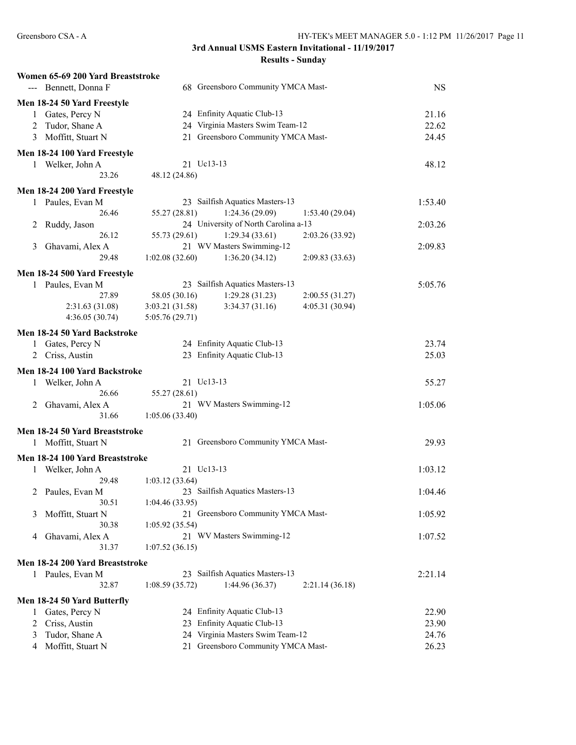## 3rd Annual USMS Eastern Invitational - 11/19/2017

### Results - Sunday

**Women 65-69 200 Yard Breaststroke**

| Place | Name | Age | Team | Time |
|---|---|---|---|---|
| --- | Bennett, Donna F | 68 | Greensboro Community YMCA Mast- | NS |

**Men 18-24 50 Yard Freestyle**

| Place | Name | Age | Team | Time |
|---|---|---|---|---|
| 1 | Gates, Percy N | 24 | Enfinity Aquatic Club-13 | 21.16 |
| 2 | Tudor, Shane A | 24 | Virginia Masters Swim Team-12 | 22.62 |
| 3 | Moffitt, Stuart N | 21 | Greensboro Community YMCA Mast- | 24.45 |

**Men 18-24 100 Yard Freestyle**

| Place | Name | Age | Team | Time |
|---|---|---|---|---|
| 1 | Welker, John A | 21 | Uc13-13 | 48.12 |
| | 23.26 | | 48.12 (24.86) | |

**Men 18-24 200 Yard Freestyle**

| Place | Name | Age | Team | Time |
|---|---|---|---|---|
| 1 | Paules, Evan M | 23 | Sailfish Aquatics Masters-13 | 1:53.40 |
| | 26.46 | | 55.27 (28.81) 1:24.36 (29.09) 1:53.40 (29.04) | |
| 2 | Ruddy, Jason | 24 | University of North Carolina a-13 | 2:03.26 |
| | 26.12 | | 55.73 (29.61) 1:29.34 (33.61) 2:03.26 (33.92) | |
| 3 | Ghavami, Alex A | 21 | WV Masters Swimming-12 | 2:09.83 |
| | 29.48 | | 1:02.08 (32.60) 1:36.20 (34.12) 2:09.83 (33.63) | |

**Men 18-24 500 Yard Freestyle**

| Place | Name | Age | Team | Time |
|---|---|---|---|---|
| 1 | Paules, Evan M | 23 | Sailfish Aquatics Masters-13 | 5:05.76 |
| | 27.89 | | 58.05 (30.16) 1:29.28 (31.23) 2:00.55 (31.27) | |
| | 2:31.63 (31.08) | | 3:03.21 (31.58) 3:34.37 (31.16) 4:05.31 (30.94) | |
| | 4:36.05 (30.74) | | 5:05.76 (29.71) | |

**Men 18-24 50 Yard Backstroke**

| Place | Name | Age | Team | Time |
|---|---|---|---|---|
| 1 | Gates, Percy N | 24 | Enfinity Aquatic Club-13 | 23.74 |
| 2 | Criss, Austin | 23 | Enfinity Aquatic Club-13 | 25.03 |

**Men 18-24 100 Yard Backstroke**

| Place | Name | Age | Team | Time |
|---|---|---|---|---|
| 1 | Welker, John A | 21 | Uc13-13 | 55.27 |
| | 26.66 | | 55.27 (28.61) | |
| 2 | Ghavami, Alex A | 21 | WV Masters Swimming-12 | 1:05.06 |
| | 31.66 | | 1:05.06 (33.40) | |

**Men 18-24 50 Yard Breaststroke**

| Place | Name | Age | Team | Time |
|---|---|---|---|---|
| 1 | Moffitt, Stuart N | 21 | Greensboro Community YMCA Mast- | 29.93 |

**Men 18-24 100 Yard Breaststroke**

| Place | Name | Age | Team | Time |
|---|---|---|---|---|
| 1 | Welker, John A | 21 | Uc13-13 | 1:03.12 |
| | 29.48 | | 1:03.12 (33.64) | |
| 2 | Paules, Evan M | 23 | Sailfish Aquatics Masters-13 | 1:04.46 |
| | 30.51 | | 1:04.46 (33.95) | |
| 3 | Moffitt, Stuart N | 21 | Greensboro Community YMCA Mast- | 1:05.92 |
| | 30.38 | | 1:05.92 (35.54) | |
| 4 | Ghavami, Alex A | 21 | WV Masters Swimming-12 | 1:07.52 |
| | 31.37 | | 1:07.52 (36.15) | |

**Men 18-24 200 Yard Breaststroke**

| Place | Name | Age | Team | Time |
|---|---|---|---|---|
| 1 | Paules, Evan M | 23 | Sailfish Aquatics Masters-13 | 2:21.14 |
| | 32.87 | | 1:08.59 (35.72) 1:44.96 (36.37) 2:21.14 (36.18) | |

**Men 18-24 50 Yard Butterfly**

| Place | Name | Age | Team | Time |
|---|---|---|---|---|
| 1 | Gates, Percy N | 24 | Enfinity Aquatic Club-13 | 22.90 |
| 2 | Criss, Austin | 23 | Enfinity Aquatic Club-13 | 23.90 |
| 3 | Tudor, Shane A | 24 | Virginia Masters Swim Team-12 | 24.76 |
| 4 | Moffitt, Stuart N | 21 | Greensboro Community YMCA Mast- | 26.23 |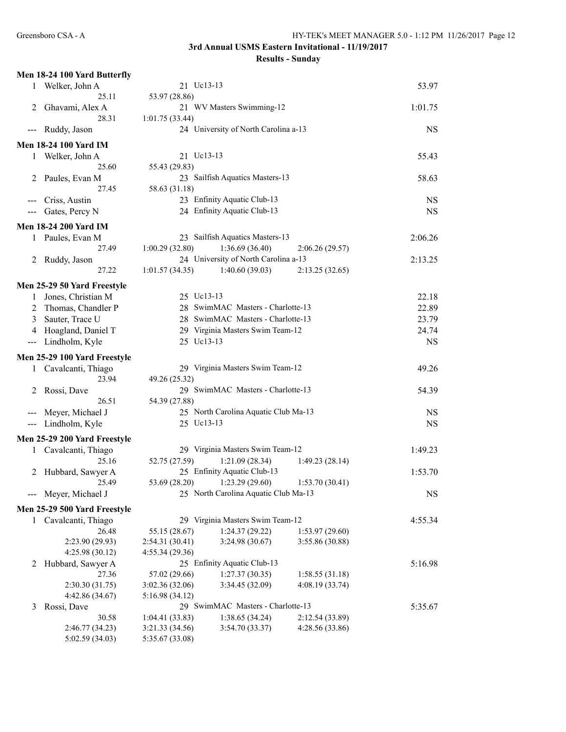# 3rd Annual USMS Eastern Invitational - 11/19/2017

## Results - Sunday

### Men 18-24 100 Yard Butterfly

| Place | Name | Age | Team | Finals Time |
|---|---|---|---|---|
| 1 | Welker, John A | 21 | Uc13-13 | 53.97 |
| | 25.11 | 53.97 (28.86) | | |
| 2 | Ghavami, Alex A | 21 | WV Masters Swimming-12 | 1:01.75 |
| | 28.31 | 1:01.75 (33.44) | | |
| --- | Ruddy, Jason | 24 | University of North Carolina a-13 | NS |

### Men 18-24 100 Yard IM

| Place | Name | Age | Team | Finals Time |
|---|---|---|---|---|
| 1 | Welker, John A | 21 | Uc13-13 | 55.43 |
| | 25.60 | 55.43 (29.83) | | |
| 2 | Paules, Evan M | 23 | Sailfish Aquatics Masters-13 | 58.63 |
| | 27.45 | 58.63 (31.18) | | |
| --- | Criss, Austin | 23 | Enfinity Aquatic Club-13 | NS |
| --- | Gates, Percy N | 24 | Enfinity Aquatic Club-13 | NS |

### Men 18-24 200 Yard IM

| Place | Name | Age | Team | | | Finals Time |
|---|---|---|---|---|---|---|
| 1 | Paules, Evan M | 23 | Sailfish Aquatics Masters-13 | | | 2:06.26 |
| | 27.49 | 1:00.29 (32.80) | 1:36.69 (36.40) | 2:06.26 (29.57) | | |
| 2 | Ruddy, Jason | 24 | University of North Carolina a-13 | | | 2:13.25 |
| | 27.22 | 1:01.57 (34.35) | 1:40.60 (39.03) | 2:13.25 (32.65) | | |

### Men 25-29 50 Yard Freestyle

| Place | Name | Age | Team | Finals Time |
|---|---|---|---|---|
| 1 | Jones, Christian M | 25 | Uc13-13 | 22.18 |
| 2 | Thomas, Chandler P | 28 | SwimMAC Masters - Charlotte-13 | 22.89 |
| 3 | Sauter, Trace U | 28 | SwimMAC Masters - Charlotte-13 | 23.79 |
| 4 | Hoagland, Daniel T | 29 | Virginia Masters Swim Team-12 | 24.74 |
| --- | Lindholm, Kyle | 25 | Uc13-13 | NS |

### Men 25-29 100 Yard Freestyle

| Place | Name | Age | Team | Finals Time |
|---|---|---|---|---|
| 1 | Cavalcanti, Thiago | 29 | Virginia Masters Swim Team-12 | 49.26 |
| | 23.94 | 49.26 (25.32) | | |
| 2 | Rossi, Dave | 29 | SwimMAC Masters - Charlotte-13 | 54.39 |
| | 26.51 | 54.39 (27.88) | | |
| --- | Meyer, Michael J | 25 | North Carolina Aquatic Club Ma-13 | NS |
| --- | Lindholm, Kyle | 25 | Uc13-13 | NS |

### Men 25-29 200 Yard Freestyle

| Place | Name | Age | Team | | Finals Time |
|---|---|---|---|---|---|
| 1 | Cavalcanti, Thiago | 29 | Virginia Masters Swim Team-12 | | 1:49.23 |
| | 25.16 | 52.75 (27.59) | 1:21.09 (28.34) | 1:49.23 (28.14) | |
| 2 | Hubbard, Sawyer A | 25 | Enfinity Aquatic Club-13 | | 1:53.70 |
| | 25.49 | 53.69 (28.20) | 1:23.29 (29.60) | 1:53.70 (30.41) | |
| --- | Meyer, Michael J | 25 | North Carolina Aquatic Club Ma-13 | | NS |

### Men 25-29 500 Yard Freestyle

| Place | Name | Age | Team | | Finals Time |
|---|---|---|---|---|---|
| 1 | Cavalcanti, Thiago | 29 | Virginia Masters Swim Team-12 | | 4:55.34 |
| | 26.48 | 55.15 (28.67) | 1:24.37 (29.22) | 1:53.97 (29.60) | |
| | 2:23.90 (29.93) | 2:54.31 (30.41) | 3:24.98 (30.67) | 3:55.86 (30.88) | |
| | 4:25.98 (30.12) | 4:55.34 (29.36) | | | |
| 2 | Hubbard, Sawyer A | 25 | Enfinity Aquatic Club-13 | | 5:16.98 |
| | 27.36 | 57.02 (29.66) | 1:27.37 (30.35) | 1:58.55 (31.18) | |
| | 2:30.30 (31.75) | 3:02.36 (32.06) | 3:34.45 (32.09) | 4:08.19 (33.74) | |
| | 4:42.86 (34.67) | 5:16.98 (34.12) | | | |
| 3 | Rossi, Dave | 29 | SwimMAC Masters - Charlotte-13 | | 5:35.67 |
| | 30.58 | 1:04.41 (33.83) | 1:38.65 (34.24) | 2:12.54 (33.89) | |
| | 2:46.77 (34.23) | 3:21.33 (34.56) | 3:54.70 (33.37) | 4:28.56 (33.86) | |
| | 5:02.59 (34.03) | 5:35.67 (33.08) | | | |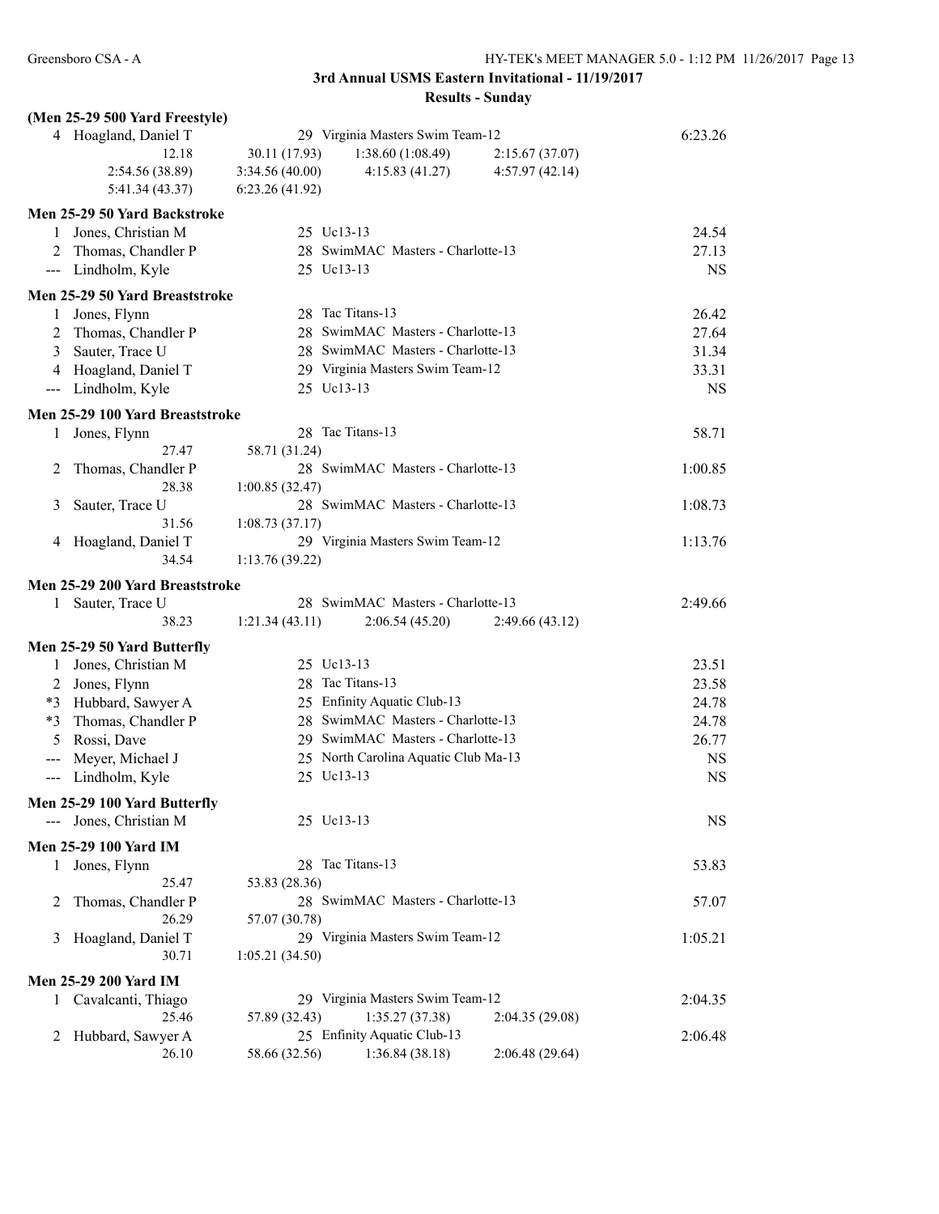## 3rd Annual USMS Eastern Invitational - 11/19/2017

### Results - Sunday

**(Men 25-29 500 Yard Freestyle)**

| | Name | Age | Team | | Finals Time |
|---|---|---|---|---|---|
| 4 | Hoagland, Daniel T | 29 | Virginia Masters Swim Team-12 | | 6:23.26 |
| | 12.18 | 30.11 (17.93) | 1:38.60 (1:08.49) | 2:15.67 (37.07) | |
| | 2:54.56 (38.89) | 3:34.56 (40.00) | 4:15.83 (41.27) | 4:57.97 (42.14) | |
| | 5:41.34 (43.37) | 6:23.26 (41.92) | | | |

**Men 25-29 50 Yard Backstroke**

| | Name | Age | Team | Finals Time |
|---|---|---|---|---|
| 1 | Jones, Christian M | 25 | Uc13-13 | 24.54 |
| 2 | Thomas, Chandler P | 28 | SwimMAC Masters - Charlotte-13 | 27.13 |
| --- | Lindholm, Kyle | 25 | Uc13-13 | NS |

**Men 25-29 50 Yard Breaststroke**

| | Name | Age | Team | Finals Time |
|---|---|---|---|---|
| 1 | Jones, Flynn | 28 | Tac Titans-13 | 26.42 |
| 2 | Thomas, Chandler P | 28 | SwimMAC Masters - Charlotte-13 | 27.64 |
| 3 | Sauter, Trace U | 28 | SwimMAC Masters - Charlotte-13 | 31.34 |
| 4 | Hoagland, Daniel T | 29 | Virginia Masters Swim Team-12 | 33.31 |
| --- | Lindholm, Kyle | 25 | Uc13-13 | NS |

**Men 25-29 100 Yard Breaststroke**

| | Name | Age | Team | Finals Time |
|---|---|---|---|---|
| 1 | Jones, Flynn | 28 | Tac Titans-13 | 58.71 |
| | 27.47 | 58.71 (31.24) | | |
| 2 | Thomas, Chandler P | 28 | SwimMAC Masters - Charlotte-13 | 1:00.85 |
| | 28.38 | 1:00.85 (32.47) | | |
| 3 | Sauter, Trace U | 28 | SwimMAC Masters - Charlotte-13 | 1:08.73 |
| | 31.56 | 1:08.73 (37.17) | | |
| 4 | Hoagland, Daniel T | 29 | Virginia Masters Swim Team-12 | 1:13.76 |
| | 34.54 | 1:13.76 (39.22) | | |

**Men 25-29 200 Yard Breaststroke**

| | Name | Age | Team | | Finals Time |
|---|---|---|---|---|---|
| 1 | Sauter, Trace U | 28 | SwimMAC Masters - Charlotte-13 | | 2:49.66 |
| | 38.23 | 1:21.34 (43.11) | 2:06.54 (45.20) | 2:49.66 (43.12) | |

**Men 25-29 50 Yard Butterfly**

| | Name | Age | Team | Finals Time |
|---|---|---|---|---|
| 1 | Jones, Christian M | 25 | Uc13-13 | 23.51 |
| 2 | Jones, Flynn | 28 | Tac Titans-13 | 23.58 |
| *3 | Hubbard, Sawyer A | 25 | Enfinity Aquatic Club-13 | 24.78 |
| *3 | Thomas, Chandler P | 28 | SwimMAC Masters - Charlotte-13 | 24.78 |
| 5 | Rossi, Dave | 29 | SwimMAC Masters - Charlotte-13 | 26.77 |
| --- | Meyer, Michael J | 25 | North Carolina Aquatic Club Ma-13 | NS |
| --- | Lindholm, Kyle | 25 | Uc13-13 | NS |

**Men 25-29 100 Yard Butterfly**

| | Name | Age | Team | Finals Time |
|---|---|---|---|---|
| --- | Jones, Christian M | 25 | Uc13-13 | NS |

**Men 25-29 100 Yard IM**

| | Name | Age | Team | Finals Time |
|---|---|---|---|---|
| 1 | Jones, Flynn | 28 | Tac Titans-13 | 53.83 |
| | 25.47 | 53.83 (28.36) | | |
| 2 | Thomas, Chandler P | 28 | SwimMAC Masters - Charlotte-13 | 57.07 |
| | 26.29 | 57.07 (30.78) | | |
| 3 | Hoagland, Daniel T | 29 | Virginia Masters Swim Team-12 | 1:05.21 |
| | 30.71 | 1:05.21 (34.50) | | |

**Men 25-29 200 Yard IM**

| | Name | Age | Team | | Finals Time |
|---|---|---|---|---|---|
| 1 | Cavalcanti, Thiago | 29 | Virginia Masters Swim Team-12 | | 2:04.35 |
| | 25.46 | 57.89 (32.43) | 1:35.27 (37.38) | 2:04.35 (29.08) | |
| 2 | Hubbard, Sawyer A | 25 | Enfinity Aquatic Club-13 | | 2:06.48 |
| | 26.10 | 58.66 (32.56) | 1:36.84 (38.18) | 2:06.48 (29.64) | |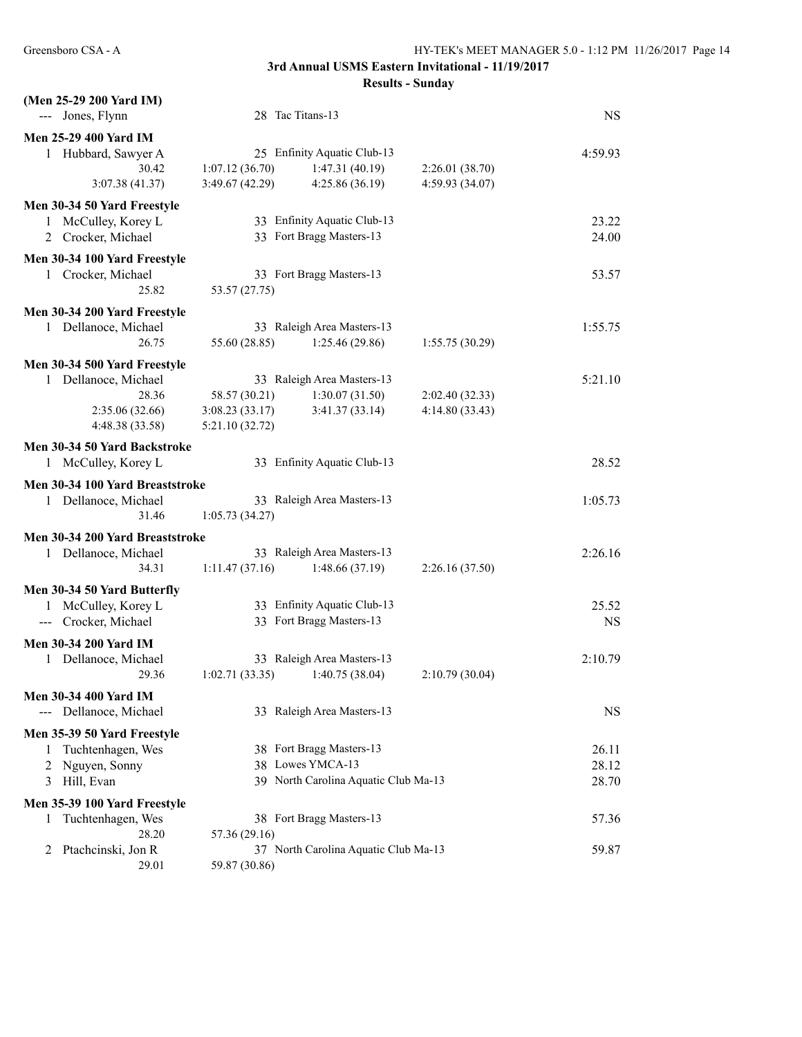## 3rd Annual USMS Eastern Invitational - 11/19/2017

### Results - Sunday

**(Men 25-29 200 Yard IM)**

| Place | Name | Age | Team | Time |
|---|---|---|---|---|
| --- | Jones, Flynn | 28 | Tac Titans-13 | NS |

**Men 25-29 400 Yard IM**

| Place | Name | Age | Team | Time |
|---|---|---|---|---|
| 1 | Hubbard, Sawyer A | 25 | Enfinity Aquatic Club-13 | 4:59.93 |

30.42, 1:07.12 (36.70), 1:47.31 (40.19), 2:26.01 (38.70), 3:07.38 (41.37), 3:49.67 (42.29), 4:25.86 (36.19), 4:59.93 (34.07)

**Men 30-34 50 Yard Freestyle**

| Place | Name | Age | Team | Time |
|---|---|---|---|---|
| 1 | McCulley, Korey L | 33 | Enfinity Aquatic Club-13 | 23.22 |
| 2 | Crocker, Michael | 33 | Fort Bragg Masters-13 | 24.00 |

**Men 30-34 100 Yard Freestyle**

| Place | Name | Age | Team | Time |
|---|---|---|---|---|
| 1 | Crocker, Michael | 33 | Fort Bragg Masters-13 | 53.57 |

25.82, 53.57 (27.75)

**Men 30-34 200 Yard Freestyle**

| Place | Name | Age | Team | Time |
|---|---|---|---|---|
| 1 | Dellanoce, Michael | 33 | Raleigh Area Masters-13 | 1:55.75 |

26.75, 55.60 (28.85), 1:25.46 (29.86), 1:55.75 (30.29)

**Men 30-34 500 Yard Freestyle**

| Place | Name | Age | Team | Time |
|---|---|---|---|---|
| 1 | Dellanoce, Michael | 33 | Raleigh Area Masters-13 | 5:21.10 |

28.36, 58.57 (30.21), 1:30.07 (31.50), 2:02.40 (32.33), 2:35.06 (32.66), 3:08.23 (33.17), 3:41.37 (33.14), 4:14.80 (33.43), 4:48.38 (33.58), 5:21.10 (32.72)

**Men 30-34 50 Yard Backstroke**

| Place | Name | Age | Team | Time |
|---|---|---|---|---|
| 1 | McCulley, Korey L | 33 | Enfinity Aquatic Club-13 | 28.52 |

**Men 30-34 100 Yard Breaststroke**

| Place | Name | Age | Team | Time |
|---|---|---|---|---|
| 1 | Dellanoce, Michael | 33 | Raleigh Area Masters-13 | 1:05.73 |

31.46, 1:05.73 (34.27)

**Men 30-34 200 Yard Breaststroke**

| Place | Name | Age | Team | Time |
|---|---|---|---|---|
| 1 | Dellanoce, Michael | 33 | Raleigh Area Masters-13 | 2:26.16 |

34.31, 1:11.47 (37.16), 1:48.66 (37.19), 2:26.16 (37.50)

**Men 30-34 50 Yard Butterfly**

| Place | Name | Age | Team | Time |
|---|---|---|---|---|
| 1 | McCulley, Korey L | 33 | Enfinity Aquatic Club-13 | 25.52 |
| --- | Crocker, Michael | 33 | Fort Bragg Masters-13 | NS |

**Men 30-34 200 Yard IM**

| Place | Name | Age | Team | Time |
|---|---|---|---|---|
| 1 | Dellanoce, Michael | 33 | Raleigh Area Masters-13 | 2:10.79 |

29.36, 1:02.71 (33.35), 1:40.75 (38.04), 2:10.79 (30.04)

**Men 30-34 400 Yard IM**

| Place | Name | Age | Team | Time |
|---|---|---|---|---|
| --- | Dellanoce, Michael | 33 | Raleigh Area Masters-13 | NS |

**Men 35-39 50 Yard Freestyle**

| Place | Name | Age | Team | Time |
|---|---|---|---|---|
| 1 | Tuchtenhagen, Wes | 38 | Fort Bragg Masters-13 | 26.11 |
| 2 | Nguyen, Sonny | 38 | Lowes YMCA-13 | 28.12 |
| 3 | Hill, Evan | 39 | North Carolina Aquatic Club Ma-13 | 28.70 |

**Men 35-39 100 Yard Freestyle**

| Place | Name | Age | Team | Time |
|---|---|---|---|---|
| 1 | Tuchtenhagen, Wes | 38 | Fort Bragg Masters-13 | 57.36 |
| | 28.20, 57.36 (29.16) | | | |
| 2 | Ptachcinski, Jon R | 37 | North Carolina Aquatic Club Ma-13 | 59.87 |
| | 29.01, 59.87 (30.86) | | | |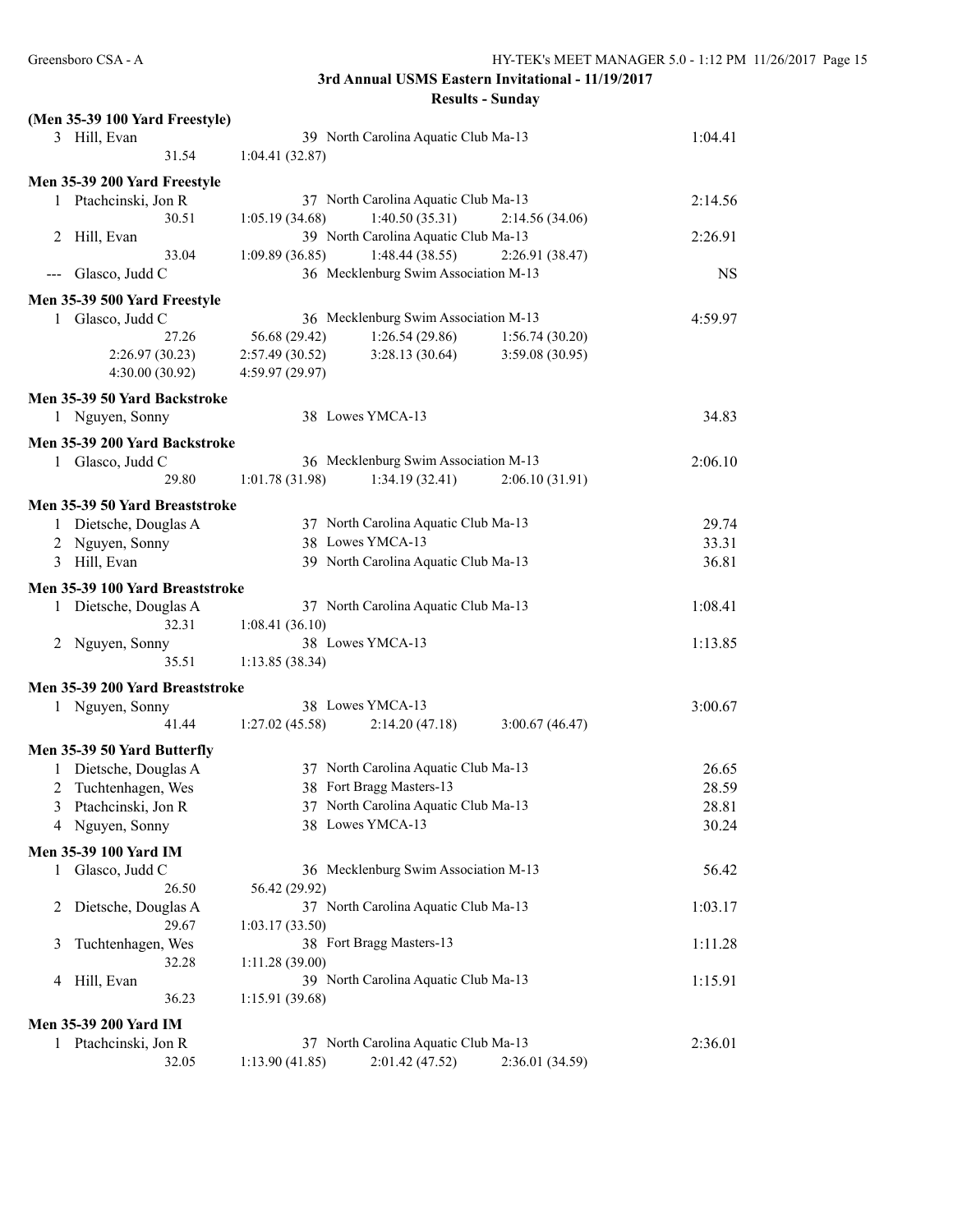3rd Annual USMS Eastern Invitational - 11/19/2017

Results - Sunday

**(Men 35-39 100 Yard Freestyle)**

```
  3 Hill, Evan                         39 North Carolina Aquatic Club Ma-13                1:04.41
              31.54     1:04.41 (32.87)
```

**Men 35-39 200 Yard Freestyle**

```
  1 Ptachcinski, Jon R                 37 North Carolina Aquatic Club Ma-13                2:14.56
              30.51     1:05.19 (34.68)     1:40.50 (35.31)     2:14.56 (34.06)
  2 Hill, Evan                         39 North Carolina Aquatic Club Ma-13                2:26.91
              33.04     1:09.89 (36.85)     1:48.44 (38.55)     2:26.91 (38.47)
--- Glasco, Judd C                     36 Mecklenburg Swim Association M-13                     NS
```

**Men 35-39 500 Yard Freestyle**

```
  1 Glasco, Judd C                     36 Mecklenburg Swim Association M-13                4:59.97
              27.26       56.68 (29.42)     1:26.54 (29.86)     1:56.74 (30.20)
    2:26.97 (30.23)     2:57.49 (30.52)     3:28.13 (30.64)     3:59.08 (30.95)
    4:30.00 (30.92)     4:59.97 (29.97)
```

**Men 35-39 50 Yard Backstroke**

```
  1 Nguyen, Sonny                      38 Lowes YMCA-13                                      34.83
```

**Men 35-39 200 Yard Backstroke**

```
  1 Glasco, Judd C                     36 Mecklenburg Swim Association M-13                2:06.10
              29.80     1:01.78 (31.98)     1:34.19 (32.41)     2:06.10 (31.91)
```

**Men 35-39 50 Yard Breaststroke**

```
  1 Dietsche, Douglas A                37 North Carolina Aquatic Club Ma-13                  29.74
  2 Nguyen, Sonny                      38 Lowes YMCA-13                                      33.31
  3 Hill, Evan                         39 North Carolina Aquatic Club Ma-13                  36.81
```

**Men 35-39 100 Yard Breaststroke**

```
  1 Dietsche, Douglas A                37 North Carolina Aquatic Club Ma-13                1:08.41
              32.31     1:08.41 (36.10)
  2 Nguyen, Sonny                      38 Lowes YMCA-13                                    1:13.85
              35.51     1:13.85 (38.34)
```

**Men 35-39 200 Yard Breaststroke**

```
  1 Nguyen, Sonny                      38 Lowes YMCA-13                                    3:00.67
              41.44     1:27.02 (45.58)     2:14.20 (47.18)     3:00.67 (46.47)
```

**Men 35-39 50 Yard Butterfly**

```
  1 Dietsche, Douglas A                37 North Carolina Aquatic Club Ma-13                  26.65
  2 Tuchtenhagen, Wes                  38 Fort Bragg Masters-13                              28.59
  3 Ptachcinski, Jon R                 37 North Carolina Aquatic Club Ma-13                  28.81
  4 Nguyen, Sonny                      38 Lowes YMCA-13                                      30.24
```

**Men 35-39 100 Yard IM**

```
  1 Glasco, Judd C                     36 Mecklenburg Swim Association M-13                  56.42
              26.50       56.42 (29.92)
  2 Dietsche, Douglas A                37 North Carolina Aquatic Club Ma-13                1:03.17
              29.67     1:03.17 (33.50)
  3 Tuchtenhagen, Wes                  38 Fort Bragg Masters-13                            1:11.28
              32.28     1:11.28 (39.00)
  4 Hill, Evan                         39 North Carolina Aquatic Club Ma-13                1:15.91
              36.23     1:15.91 (39.68)
```

**Men 35-39 200 Yard IM**

```
  1 Ptachcinski, Jon R                 37 North Carolina Aquatic Club Ma-13                2:36.01
              32.05     1:13.90 (41.85)     2:01.42 (47.52)     2:36.01 (34.59)
```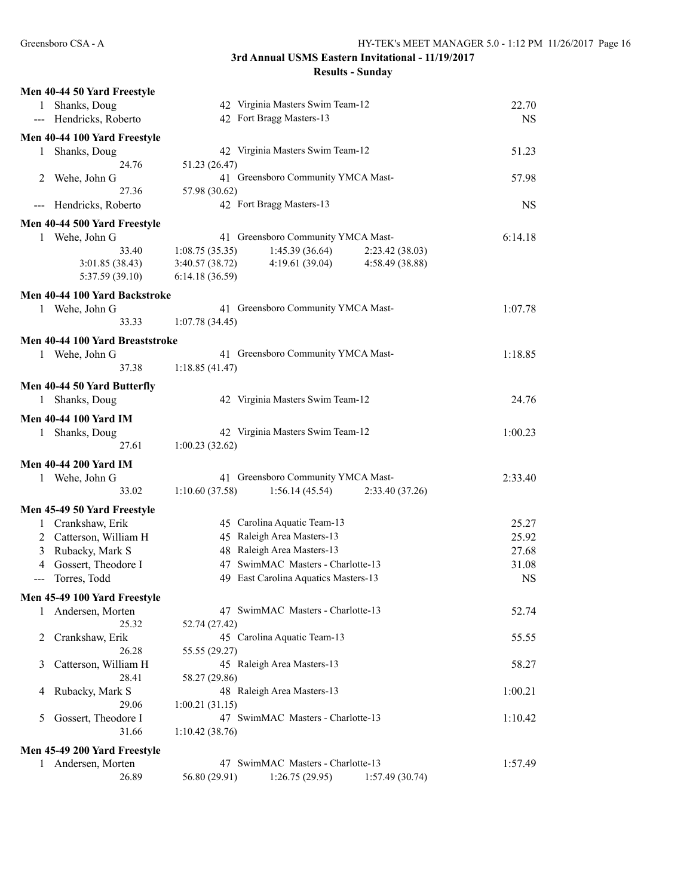## 3rd Annual USMS Eastern Invitational - 11/19/2017

### Results - Sunday

**Men 40-44 50 Yard Freestyle**

| Place | Name | Age | Team | Time |
|---|---|---|---|---|
| 1 | Shanks, Doug | 42 | Virginia Masters Swim Team-12 | 22.70 |
| --- | Hendricks, Roberto | 42 | Fort Bragg Masters-13 | NS |

**Men 40-44 100 Yard Freestyle**

| Place | Name | Age | Team | Time |
|---|---|---|---|---|
| 1 | Shanks, Doug | 42 | Virginia Masters Swim Team-12 | 51.23 |
| | 24.76 &nbsp; 51.23 (26.47) | | | |
| 2 | Wehe, John G | 41 | Greensboro Community YMCA Mast- | 57.98 |
| | 27.36 &nbsp; 57.98 (30.62) | | | |
| --- | Hendricks, Roberto | 42 | Fort Bragg Masters-13 | NS |

**Men 40-44 500 Yard Freestyle**

| Place | Name | Age | Team | Time |
|---|---|---|---|---|
| 1 | Wehe, John G | 41 | Greensboro Community YMCA Mast- | 6:14.18 |
| | 33.40 &nbsp; 1:08.75 (35.35) &nbsp; 1:45.39 (36.64) &nbsp; 2:23.42 (38.03) | | | |
| | 3:01.85 (38.43) &nbsp; 3:40.57 (38.72) &nbsp; 4:19.61 (39.04) &nbsp; 4:58.49 (38.88) | | | |
| | 5:37.59 (39.10) &nbsp; 6:14.18 (36.59) | | | |

**Men 40-44 100 Yard Backstroke**

| Place | Name | Age | Team | Time |
|---|---|---|---|---|
| 1 | Wehe, John G | 41 | Greensboro Community YMCA Mast- | 1:07.78 |
| | 33.33 &nbsp; 1:07.78 (34.45) | | | |

**Men 40-44 100 Yard Breaststroke**

| Place | Name | Age | Team | Time |
|---|---|---|---|---|
| 1 | Wehe, John G | 41 | Greensboro Community YMCA Mast- | 1:18.85 |
| | 37.38 &nbsp; 1:18.85 (41.47) | | | |

**Men 40-44 50 Yard Butterfly**

| Place | Name | Age | Team | Time |
|---|---|---|---|---|
| 1 | Shanks, Doug | 42 | Virginia Masters Swim Team-12 | 24.76 |

**Men 40-44 100 Yard IM**

| Place | Name | Age | Team | Time |
|---|---|---|---|---|
| 1 | Shanks, Doug | 42 | Virginia Masters Swim Team-12 | 1:00.23 |
| | 27.61 &nbsp; 1:00.23 (32.62) | | | |

**Men 40-44 200 Yard IM**

| Place | Name | Age | Team | Time |
|---|---|---|---|---|
| 1 | Wehe, John G | 41 | Greensboro Community YMCA Mast- | 2:33.40 |
| | 33.02 &nbsp; 1:10.60 (37.58) &nbsp; 1:56.14 (45.54) &nbsp; 2:33.40 (37.26) | | | |

**Men 45-49 50 Yard Freestyle**

| Place | Name | Age | Team | Time |
|---|---|---|---|---|
| 1 | Crankshaw, Erik | 45 | Carolina Aquatic Team-13 | 25.27 |
| 2 | Catterson, William H | 45 | Raleigh Area Masters-13 | 25.92 |
| 3 | Rubacky, Mark S | 48 | Raleigh Area Masters-13 | 27.68 |
| 4 | Gossert, Theodore I | 47 | SwimMAC Masters - Charlotte-13 | 31.08 |
| --- | Torres, Todd | 49 | East Carolina Aquatics Masters-13 | NS |

**Men 45-49 100 Yard Freestyle**

| Place | Name | Age | Team | Time |
|---|---|---|---|---|
| 1 | Andersen, Morten | 47 | SwimMAC Masters - Charlotte-13 | 52.74 |
| | 25.32 &nbsp; 52.74 (27.42) | | | |
| 2 | Crankshaw, Erik | 45 | Carolina Aquatic Team-13 | 55.55 |
| | 26.28 &nbsp; 55.55 (29.27) | | | |
| 3 | Catterson, William H | 45 | Raleigh Area Masters-13 | 58.27 |
| | 28.41 &nbsp; 58.27 (29.86) | | | |
| 4 | Rubacky, Mark S | 48 | Raleigh Area Masters-13 | 1:00.21 |
| | 29.06 &nbsp; 1:00.21 (31.15) | | | |
| 5 | Gossert, Theodore I | 47 | SwimMAC Masters - Charlotte-13 | 1:10.42 |
| | 31.66 &nbsp; 1:10.42 (38.76) | | | |

**Men 45-49 200 Yard Freestyle**

| Place | Name | Age | Team | Time |
|---|---|---|---|---|
| 1 | Andersen, Morten | 47 | SwimMAC Masters - Charlotte-13 | 1:57.49 |
| | 26.89 &nbsp; 56.80 (29.91) &nbsp; 1:26.75 (29.95) &nbsp; 1:57.49 (30.74) | | | |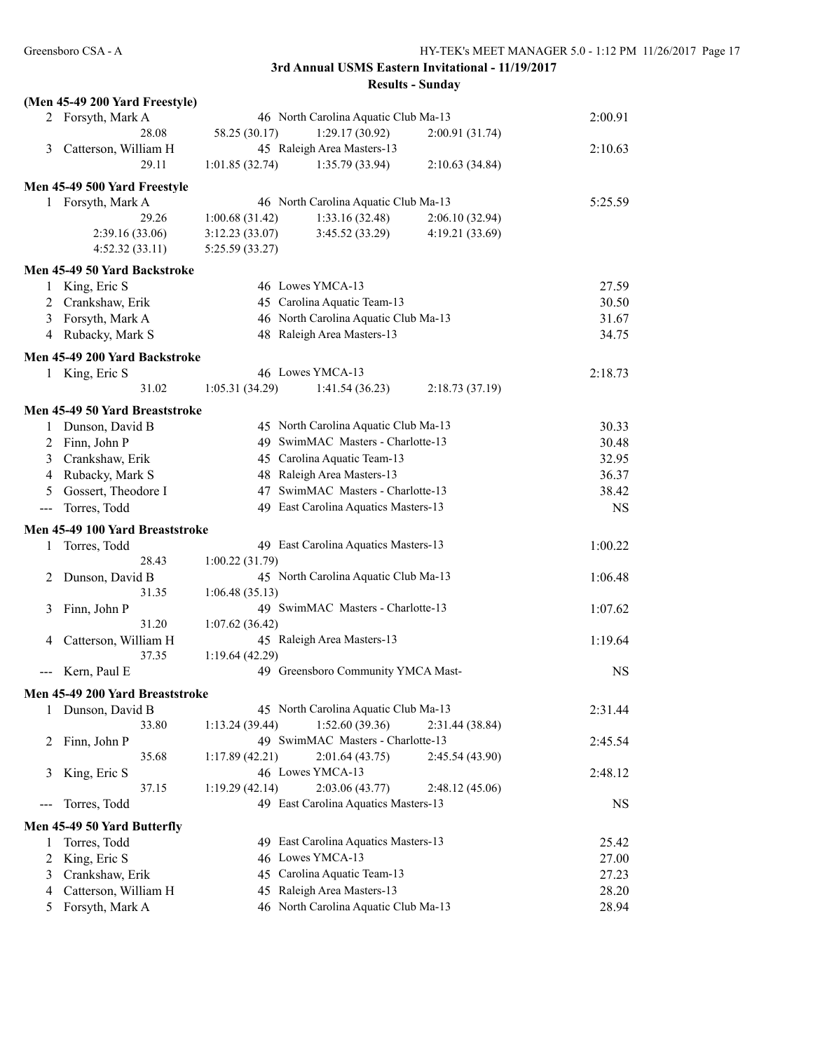3rd Annual USMS Eastern Invitational - 11/19/2017

Results - Sunday

**(Men 45-49 200 Yard Freestyle)**

| | Name | Age | Team | Time |
|---|---|---|---|---|
| 2 | Forsyth, Mark A | 46 | North Carolina Aquatic Club Ma-13 | 2:00.91 |
| | 28.08 | 58.25 (30.17) | 1:29.17 (30.92) | 2:00.91 (31.74) |
| 3 | Catterson, William H | 45 | Raleigh Area Masters-13 | 2:10.63 |
| | 29.11 | 1:01.85 (32.74) | 1:35.79 (33.94) | 2:10.63 (34.84) |

**Men 45-49 500 Yard Freestyle**

| | Name | Age | Team | Time |
|---|---|---|---|---|
| 1 | Forsyth, Mark A | 46 | North Carolina Aquatic Club Ma-13 | 5:25.59 |
| | 29.26 | 1:00.68 (31.42) | 1:33.16 (32.48) | 2:06.10 (32.94) |
| | 2:39.16 (33.06) | 3:12.23 (33.07) | 3:45.52 (33.29) | 4:19.21 (33.69) |
| | 4:52.32 (33.11) | 5:25.59 (33.27) | | |

**Men 45-49 50 Yard Backstroke**

| | Name | Age | Team | Time |
|---|---|---|---|---|
| 1 | King, Eric S | 46 | Lowes YMCA-13 | 27.59 |
| 2 | Crankshaw, Erik | 45 | Carolina Aquatic Team-13 | 30.50 |
| 3 | Forsyth, Mark A | 46 | North Carolina Aquatic Club Ma-13 | 31.67 |
| 4 | Rubacky, Mark S | 48 | Raleigh Area Masters-13 | 34.75 |

**Men 45-49 200 Yard Backstroke**

| | Name | Age | Team | Time |
|---|---|---|---|---|
| 1 | King, Eric S | 46 | Lowes YMCA-13 | 2:18.73 |
| | 31.02 | 1:05.31 (34.29) | 1:41.54 (36.23) | 2:18.73 (37.19) |

**Men 45-49 50 Yard Breaststroke**

| | Name | Age | Team | Time |
|---|---|---|---|---|
| 1 | Dunson, David B | 45 | North Carolina Aquatic Club Ma-13 | 30.33 |
| 2 | Finn, John P | 49 | SwimMAC Masters - Charlotte-13 | 30.48 |
| 3 | Crankshaw, Erik | 45 | Carolina Aquatic Team-13 | 32.95 |
| 4 | Rubacky, Mark S | 48 | Raleigh Area Masters-13 | 36.37 |
| 5 | Gossert, Theodore I | 47 | SwimMAC Masters - Charlotte-13 | 38.42 |
| --- | Torres, Todd | 49 | East Carolina Aquatics Masters-13 | NS |

**Men 45-49 100 Yard Breaststroke**

| | Name | Age | Team | Time |
|---|---|---|---|---|
| 1 | Torres, Todd | 49 | East Carolina Aquatics Masters-13 | 1:00.22 |
| | 28.43 | 1:00.22 (31.79) | | |
| 2 | Dunson, David B | 45 | North Carolina Aquatic Club Ma-13 | 1:06.48 |
| | 31.35 | 1:06.48 (35.13) | | |
| 3 | Finn, John P | 49 | SwimMAC Masters - Charlotte-13 | 1:07.62 |
| | 31.20 | 1:07.62 (36.42) | | |
| 4 | Catterson, William H | 45 | Raleigh Area Masters-13 | 1:19.64 |
| | 37.35 | 1:19.64 (42.29) | | |
| --- | Kern, Paul E | 49 | Greensboro Community YMCA Mast- | NS |

**Men 45-49 200 Yard Breaststroke**

| | Name | Age | Team | Time |
|---|---|---|---|---|
| 1 | Dunson, David B | 45 | North Carolina Aquatic Club Ma-13 | 2:31.44 |
| | 33.80 | 1:13.24 (39.44) | 1:52.60 (39.36) | 2:31.44 (38.84) |
| 2 | Finn, John P | 49 | SwimMAC Masters - Charlotte-13 | 2:45.54 |
| | 35.68 | 1:17.89 (42.21) | 2:01.64 (43.75) | 2:45.54 (43.90) |
| 3 | King, Eric S | 46 | Lowes YMCA-13 | 2:48.12 |
| | 37.15 | 1:19.29 (42.14) | 2:03.06 (43.77) | 2:48.12 (45.06) |
| --- | Torres, Todd | 49 | East Carolina Aquatics Masters-13 | NS |

**Men 45-49 50 Yard Butterfly**

| | Name | Age | Team | Time |
|---|---|---|---|---|
| 1 | Torres, Todd | 49 | East Carolina Aquatics Masters-13 | 25.42 |
| 2 | King, Eric S | 46 | Lowes YMCA-13 | 27.00 |
| 3 | Crankshaw, Erik | 45 | Carolina Aquatic Team-13 | 27.23 |
| 4 | Catterson, William H | 45 | Raleigh Area Masters-13 | 28.20 |
| 5 | Forsyth, Mark A | 46 | North Carolina Aquatic Club Ma-13 | 28.94 |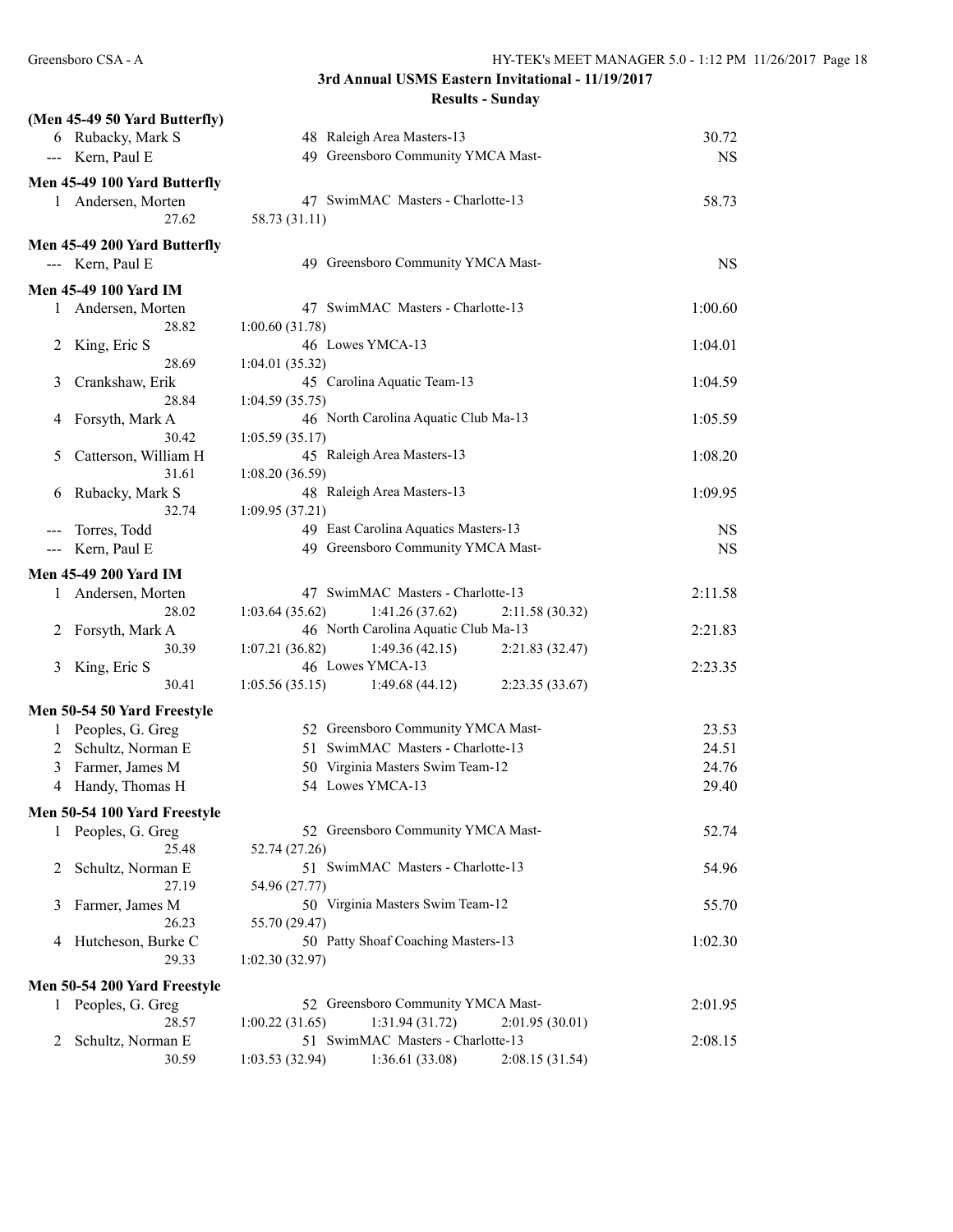## 3rd Annual USMS Eastern Invitational - 11/19/2017

### Results - Sunday

**(Men 45-49 50 Yard Butterfly)**

| Place | Name | Age | Team | Time |
|---|---|---|---|---|
| 6 | Rubacky, Mark S | 48 | Raleigh Area Masters-13 | 30.72 |
| --- | Kern, Paul E | 49 | Greensboro Community YMCA Mast- | NS |

**Men 45-49 100 Yard Butterfly**

| Place | Name | Age | Team | Time |
|---|---|---|---|---|
| 1 | Andersen, Morten | 47 | SwimMAC Masters - Charlotte-13 | 58.73 |
| | 27.62 | | 58.73 (31.11) | |

**Men 45-49 200 Yard Butterfly**

| Place | Name | Age | Team | Time |
|---|---|---|---|---|
| --- | Kern, Paul E | 49 | Greensboro Community YMCA Mast- | NS |

**Men 45-49 100 Yard IM**

| Place | Name | Age | Team | Time |
|---|---|---|---|---|
| 1 | Andersen, Morten | 47 | SwimMAC Masters - Charlotte-13 | 1:00.60 |
| | 28.82 | | 1:00.60 (31.78) | |
| 2 | King, Eric S | 46 | Lowes YMCA-13 | 1:04.01 |
| | 28.69 | | 1:04.01 (35.32) | |
| 3 | Crankshaw, Erik | 45 | Carolina Aquatic Team-13 | 1:04.59 |
| | 28.84 | | 1:04.59 (35.75) | |
| 4 | Forsyth, Mark A | 46 | North Carolina Aquatic Club Ma-13 | 1:05.59 |
| | 30.42 | | 1:05.59 (35.17) | |
| 5 | Catterson, William H | 45 | Raleigh Area Masters-13 | 1:08.20 |
| | 31.61 | | 1:08.20 (36.59) | |
| 6 | Rubacky, Mark S | 48 | Raleigh Area Masters-13 | 1:09.95 |
| | 32.74 | | 1:09.95 (37.21) | |
| --- | Torres, Todd | 49 | East Carolina Aquatics Masters-13 | NS |
| --- | Kern, Paul E | 49 | Greensboro Community YMCA Mast- | NS |

**Men 45-49 200 Yard IM**

| Place | Name | Age | Team | Time |
|---|---|---|---|---|
| 1 | Andersen, Morten | 47 | SwimMAC Masters - Charlotte-13 | 2:11.58 |
| | 28.02 | | 1:03.64 (35.62) 1:41.26 (37.62) 2:11.58 (30.32) | |
| 2 | Forsyth, Mark A | 46 | North Carolina Aquatic Club Ma-13 | 2:21.83 |
| | 30.39 | | 1:07.21 (36.82) 1:49.36 (42.15) 2:21.83 (32.47) | |
| 3 | King, Eric S | 46 | Lowes YMCA-13 | 2:23.35 |
| | 30.41 | | 1:05.56 (35.15) 1:49.68 (44.12) 2:23.35 (33.67) | |

**Men 50-54 50 Yard Freestyle**

| Place | Name | Age | Team | Time |
|---|---|---|---|---|
| 1 | Peoples, G. Greg | 52 | Greensboro Community YMCA Mast- | 23.53 |
| 2 | Schultz, Norman E | 51 | SwimMAC Masters - Charlotte-13 | 24.51 |
| 3 | Farmer, James M | 50 | Virginia Masters Swim Team-12 | 24.76 |
| 4 | Handy, Thomas H | 54 | Lowes YMCA-13 | 29.40 |

**Men 50-54 100 Yard Freestyle**

| Place | Name | Age | Team | Time |
|---|---|---|---|---|
| 1 | Peoples, G. Greg | 52 | Greensboro Community YMCA Mast- | 52.74 |
| | 25.48 | | 52.74 (27.26) | |
| 2 | Schultz, Norman E | 51 | SwimMAC Masters - Charlotte-13 | 54.96 |
| | 27.19 | | 54.96 (27.77) | |
| 3 | Farmer, James M | 50 | Virginia Masters Swim Team-12 | 55.70 |
| | 26.23 | | 55.70 (29.47) | |
| 4 | Hutcheson, Burke C | 50 | Patty Shoaf Coaching Masters-13 | 1:02.30 |
| | 29.33 | | 1:02.30 (32.97) | |

**Men 50-54 200 Yard Freestyle**

| Place | Name | Age | Team | Time |
|---|---|---|---|---|
| 1 | Peoples, G. Greg | 52 | Greensboro Community YMCA Mast- | 2:01.95 |
| | 28.57 | | 1:00.22 (31.65) 1:31.94 (31.72) 2:01.95 (30.01) | |
| 2 | Schultz, Norman E | 51 | SwimMAC Masters - Charlotte-13 | 2:08.15 |
| | 30.59 | | 1:03.53 (32.94) 1:36.61 (33.08) 2:08.15 (31.54) | |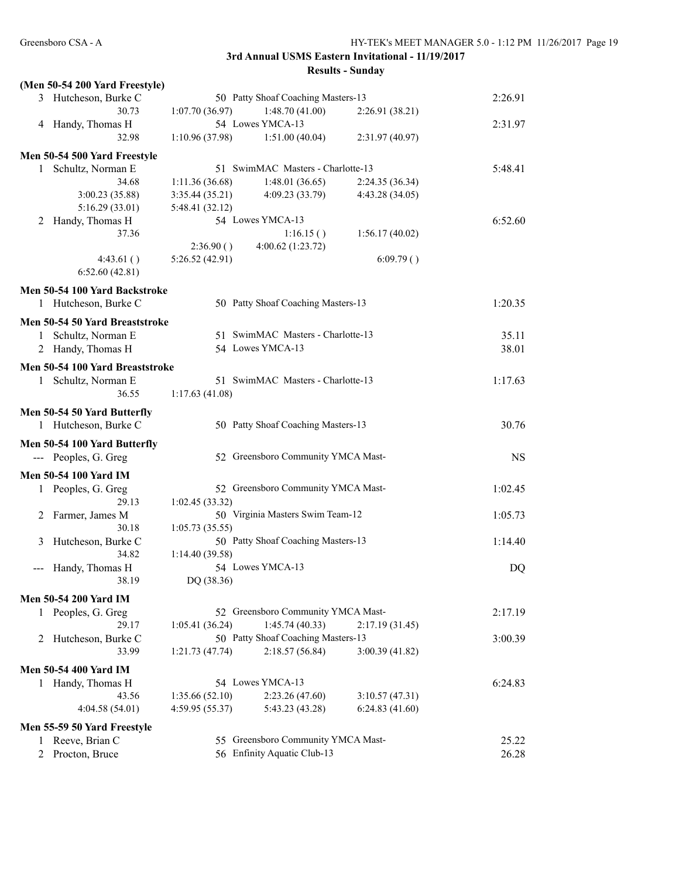## 3rd Annual USMS Eastern Invitational - 11/19/2017

### Results - Sunday

**(Men 50-54 200 Yard Freestyle)**

| Place | Name | Age | Team | Finals Time |
|---|---|---|---|---|
| 3 | Hutcheson, Burke C | 50 | Patty Shoaf Coaching Masters-13 | 2:26.91 |
| | 30.73 &nbsp; 1:07.70 (36.97) &nbsp; 1:48.70 (41.00) &nbsp; 2:26.91 (38.21) | | | |
| 4 | Handy, Thomas H | 54 | Lowes YMCA-13 | 2:31.97 |
| | 32.98 &nbsp; 1:10.96 (37.98) &nbsp; 1:51.00 (40.04) &nbsp; 2:31.97 (40.97) | | | |

**Men 50-54 500 Yard Freestyle**

| Place | Name | Age | Team | Finals Time |
|---|---|---|---|---|
| 1 | Schultz, Norman E | 51 | SwimMAC Masters - Charlotte-13 | 5:48.41 |
| | 34.68 &nbsp; 1:11.36 (36.68) &nbsp; 1:48.01 (36.65) &nbsp; 2:24.35 (36.34) | | | |
| | 3:00.23 (35.88) &nbsp; 3:35.44 (35.21) &nbsp; 4:09.23 (33.79) &nbsp; 4:43.28 (34.05) | | | |
| | 5:16.29 (33.01) &nbsp; 5:48.41 (32.12) | | | |
| 2 | Handy, Thomas H | 54 | Lowes YMCA-13 | 6:52.60 |
| | 37.36 &nbsp; 1:16.15 ( ) &nbsp; 1:56.17 (40.02) | | | |
| | 2:36.90 ( ) &nbsp; 4:00.62 (1:23.72) | | | |
| | 4:43.61 ( ) &nbsp; 5:26.52 (42.91) &nbsp; 6:09.79 ( ) | | | |
| | 6:52.60 (42.81) | | | |

**Men 50-54 100 Yard Backstroke**

| Place | Name | Age | Team | Finals Time |
|---|---|---|---|---|
| 1 | Hutcheson, Burke C | 50 | Patty Shoaf Coaching Masters-13 | 1:20.35 |

**Men 50-54 50 Yard Breaststroke**

| Place | Name | Age | Team | Finals Time |
|---|---|---|---|---|
| 1 | Schultz, Norman E | 51 | SwimMAC Masters - Charlotte-13 | 35.11 |
| 2 | Handy, Thomas H | 54 | Lowes YMCA-13 | 38.01 |

**Men 50-54 100 Yard Breaststroke**

| Place | Name | Age | Team | Finals Time |
|---|---|---|---|---|
| 1 | Schultz, Norman E | 51 | SwimMAC Masters - Charlotte-13 | 1:17.63 |
| | 36.55 &nbsp; 1:17.63 (41.08) | | | |

**Men 50-54 50 Yard Butterfly**

| Place | Name | Age | Team | Finals Time |
|---|---|---|---|---|
| 1 | Hutcheson, Burke C | 50 | Patty Shoaf Coaching Masters-13 | 30.76 |

**Men 50-54 100 Yard Butterfly**

| Place | Name | Age | Team | Finals Time |
|---|---|---|---|---|
| --- | Peoples, G. Greg | 52 | Greensboro Community YMCA Mast- | NS |

**Men 50-54 100 Yard IM**

| Place | Name | Age | Team | Finals Time |
|---|---|---|---|---|
| 1 | Peoples, G. Greg | 52 | Greensboro Community YMCA Mast- | 1:02.45 |
| | 29.13 &nbsp; 1:02.45 (33.32) | | | |
| 2 | Farmer, James M | 50 | Virginia Masters Swim Team-12 | 1:05.73 |
| | 30.18 &nbsp; 1:05.73 (35.55) | | | |
| 3 | Hutcheson, Burke C | 50 | Patty Shoaf Coaching Masters-13 | 1:14.40 |
| | 34.82 &nbsp; 1:14.40 (39.58) | | | |
| --- | Handy, Thomas H | 54 | Lowes YMCA-13 | DQ |
| | 38.19 &nbsp; DQ (38.36) | | | |

**Men 50-54 200 Yard IM**

| Place | Name | Age | Team | Finals Time |
|---|---|---|---|---|
| 1 | Peoples, G. Greg | 52 | Greensboro Community YMCA Mast- | 2:17.19 |
| | 29.17 &nbsp; 1:05.41 (36.24) &nbsp; 1:45.74 (40.33) &nbsp; 2:17.19 (31.45) | | | |
| 2 | Hutcheson, Burke C | 50 | Patty Shoaf Coaching Masters-13 | 3:00.39 |
| | 33.99 &nbsp; 1:21.73 (47.74) &nbsp; 2:18.57 (56.84) &nbsp; 3:00.39 (41.82) | | | |

**Men 50-54 400 Yard IM**

| Place | Name | Age | Team | Finals Time |
|---|---|---|---|---|
| 1 | Handy, Thomas H | 54 | Lowes YMCA-13 | 6:24.83 |
| | 43.56 &nbsp; 1:35.66 (52.10) &nbsp; 2:23.26 (47.60) &nbsp; 3:10.57 (47.31) | | | |
| | 4:04.58 (54.01) &nbsp; 4:59.95 (55.37) &nbsp; 5:43.23 (43.28) &nbsp; 6:24.83 (41.60) | | | |

**Men 55-59 50 Yard Freestyle**

| Place | Name | Age | Team | Finals Time |
|---|---|---|---|---|
| 1 | Reeve, Brian C | 55 | Greensboro Community YMCA Mast- | 25.22 |
| 2 | Procton, Bruce | 56 | Enfinity Aquatic Club-13 | 26.28 |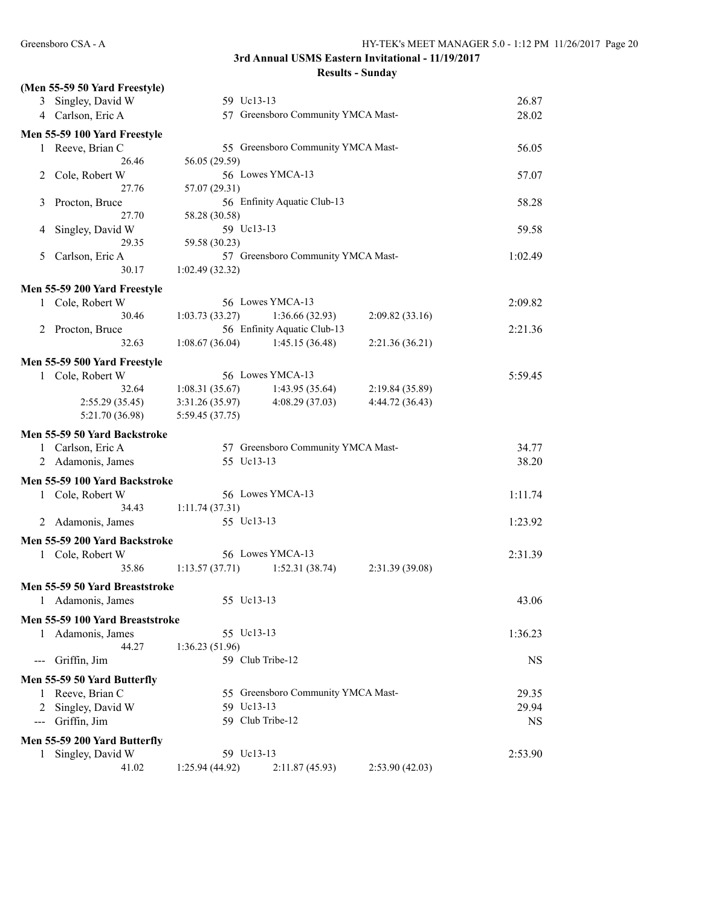3rd Annual USMS Eastern Invitational - 11/19/2017

Results - Sunday

**(Men 55-59 50 Yard Freestyle)**

| | Name | Age | Team | | | Time |
|---|---|---|---|---|---|---|
| 3 | Singley, David W | 59 | Uc13-13 | | | 26.87 |
| 4 | Carlson, Eric A | 57 | Greensboro Community YMCA Mast- | | | 28.02 |

**Men 55-59 100 Yard Freestyle**

| | Name | Age | Team | | | Time |
|---|---|---|---|---|---|---|
| 1 | Reeve, Brian C | 55 | Greensboro Community YMCA Mast- | | | 56.05 |
| | 26.46 | 56.05 (29.59) | | | | |
| 2 | Cole, Robert W | 56 | Lowes YMCA-13 | | | 57.07 |
| | 27.76 | 57.07 (29.31) | | | | |
| 3 | Procton, Bruce | 56 | Enfinity Aquatic Club-13 | | | 58.28 |
| | 27.70 | 58.28 (30.58) | | | | |
| 4 | Singley, David W | 59 | Uc13-13 | | | 59.58 |
| | 29.35 | 59.58 (30.23) | | | | |
| 5 | Carlson, Eric A | 57 | Greensboro Community YMCA Mast- | | | 1:02.49 |
| | 30.17 | 1:02.49 (32.32) | | | | |

**Men 55-59 200 Yard Freestyle**

| | Name | Age | Team | | | Time |
|---|---|---|---|---|---|---|
| 1 | Cole, Robert W | 56 | Lowes YMCA-13 | | | 2:09.82 |
| | 30.46 | 1:03.73 (33.27) | 1:36.66 (32.93) | 2:09.82 (33.16) | | |
| 2 | Procton, Bruce | 56 | Enfinity Aquatic Club-13 | | | 2:21.36 |
| | 32.63 | 1:08.67 (36.04) | 1:45.15 (36.48) | 2:21.36 (36.21) | | |

**Men 55-59 500 Yard Freestyle**

| | Name | Age | Team | | | Time |
|---|---|---|---|---|---|---|
| 1 | Cole, Robert W | 56 | Lowes YMCA-13 | | | 5:59.45 |
| | 32.64 | 1:08.31 (35.67) | 1:43.95 (35.64) | 2:19.84 (35.89) | | |
| | 2:55.29 (35.45) | 3:31.26 (35.97) | 4:08.29 (37.03) | 4:44.72 (36.43) | | |
| | 5:21.70 (36.98) | 5:59.45 (37.75) | | | | |

**Men 55-59 50 Yard Backstroke**

| | Name | Age | Team | | | Time |
|---|---|---|---|---|---|---|
| 1 | Carlson, Eric A | 57 | Greensboro Community YMCA Mast- | | | 34.77 |
| 2 | Adamonis, James | 55 | Uc13-13 | | | 38.20 |

**Men 55-59 100 Yard Backstroke**

| | Name | Age | Team | | | Time |
|---|---|---|---|---|---|---|
| 1 | Cole, Robert W | 56 | Lowes YMCA-13 | | | 1:11.74 |
| | 34.43 | 1:11.74 (37.31) | | | | |
| 2 | Adamonis, James | 55 | Uc13-13 | | | 1:23.92 |

**Men 55-59 200 Yard Backstroke**

| | Name | Age | Team | | | Time |
|---|---|---|---|---|---|---|
| 1 | Cole, Robert W | 56 | Lowes YMCA-13 | | | 2:31.39 |
| | 35.86 | 1:13.57 (37.71) | 1:52.31 (38.74) | 2:31.39 (39.08) | | |

**Men 55-59 50 Yard Breaststroke**

| | Name | Age | Team | | | Time |
|---|---|---|---|---|---|---|
| 1 | Adamonis, James | 55 | Uc13-13 | | | 43.06 |

**Men 55-59 100 Yard Breaststroke**

| | Name | Age | Team | | | Time |
|---|---|---|---|---|---|---|
| 1 | Adamonis, James | 55 | Uc13-13 | | | 1:36.23 |
| | 44.27 | 1:36.23 (51.96) | | | | |
| --- | Griffin, Jim | 59 | Club Tribe-12 | | | NS |

**Men 55-59 50 Yard Butterfly**

| | Name | Age | Team | | | Time |
|---|---|---|---|---|---|---|
| 1 | Reeve, Brian C | 55 | Greensboro Community YMCA Mast- | | | 29.35 |
| 2 | Singley, David W | 59 | Uc13-13 | | | 29.94 |
| --- | Griffin, Jim | 59 | Club Tribe-12 | | | NS |

**Men 55-59 200 Yard Butterfly**

| | Name | Age | Team | | | Time |
|---|---|---|---|---|---|---|
| 1 | Singley, David W | 59 | Uc13-13 | | | 2:53.90 |
| | 41.02 | 1:25.94 (44.92) | 2:11.87 (45.93) | 2:53.90 (42.03) | | |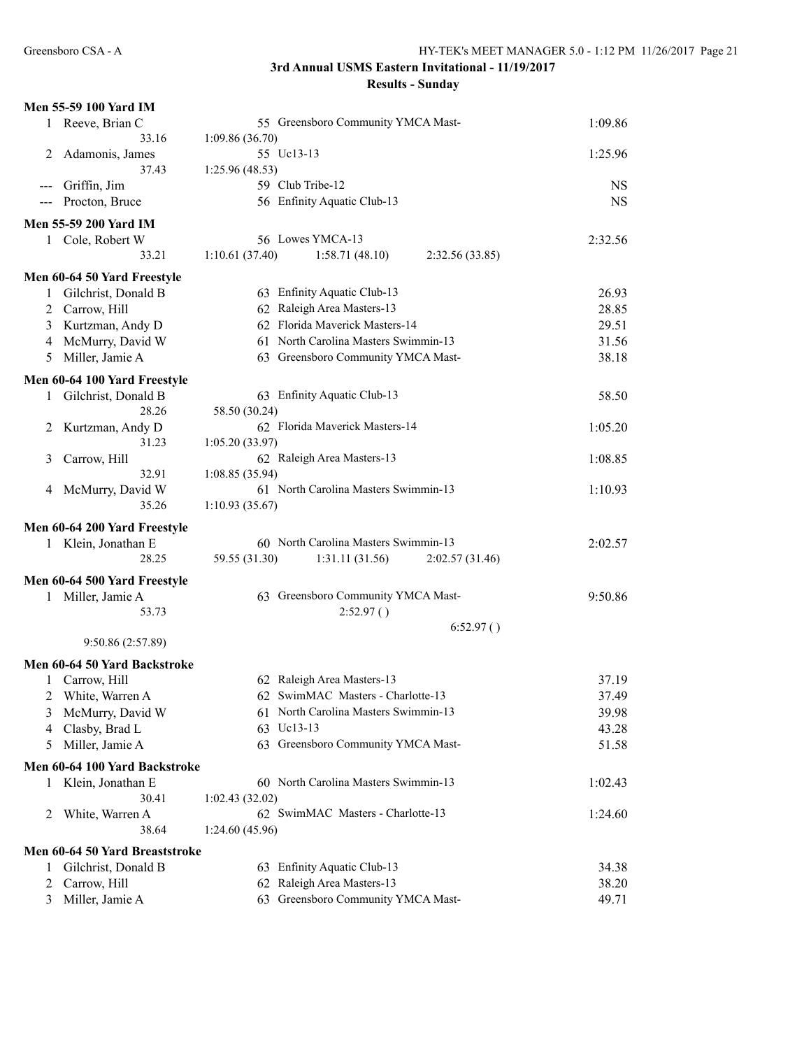## 3rd Annual USMS Eastern Invitational - 11/19/2017

### Results - Sunday

**Men 55-59 100 Yard IM**

| Place | Name | Age | Team | Time |
|---|---|---|---|---|
| 1 | Reeve, Brian C | 55 | Greensboro Community YMCA Mast- | 1:09.86 |
| | 33.16 | 1:09.86 (36.70) | | |
| 2 | Adamonis, James | 55 | Uc13-13 | 1:25.96 |
| | 37.43 | 1:25.96 (48.53) | | |
| --- | Griffin, Jim | 59 | Club Tribe-12 | NS |
| --- | Procton, Bruce | 56 | Enfinity Aquatic Club-13 | NS |

**Men 55-59 200 Yard IM**

| Place | Name | Age | Team | Time |
|---|---|---|---|---|
| 1 | Cole, Robert W | 56 | Lowes YMCA-13 | 2:32.56 |
| | 33.21 | 1:10.61 (37.40) | 1:58.71 (48.10) 2:32.56 (33.85) | |

**Men 60-64 50 Yard Freestyle**

| Place | Name | Age | Team | Time |
|---|---|---|---|---|
| 1 | Gilchrist, Donald B | 63 | Enfinity Aquatic Club-13 | 26.93 |
| 2 | Carrow, Hill | 62 | Raleigh Area Masters-13 | 28.85 |
| 3 | Kurtzman, Andy D | 62 | Florida Maverick Masters-14 | 29.51 |
| 4 | McMurry, David W | 61 | North Carolina Masters Swimmin-13 | 31.56 |
| 5 | Miller, Jamie A | 63 | Greensboro Community YMCA Mast- | 38.18 |

**Men 60-64 100 Yard Freestyle**

| Place | Name | Age | Team | Time |
|---|---|---|---|---|
| 1 | Gilchrist, Donald B | 63 | Enfinity Aquatic Club-13 | 58.50 |
| | 28.26 | 58.50 (30.24) | | |
| 2 | Kurtzman, Andy D | 62 | Florida Maverick Masters-14 | 1:05.20 |
| | 31.23 | 1:05.20 (33.97) | | |
| 3 | Carrow, Hill | 62 | Raleigh Area Masters-13 | 1:08.85 |
| | 32.91 | 1:08.85 (35.94) | | |
| 4 | McMurry, David W | 61 | North Carolina Masters Swimmin-13 | 1:10.93 |
| | 35.26 | 1:10.93 (35.67) | | |

**Men 60-64 200 Yard Freestyle**

| Place | Name | Age | Team | Time |
|---|---|---|---|---|
| 1 | Klein, Jonathan E | 60 | North Carolina Masters Swimmin-13 | 2:02.57 |
| | 28.25 | 59.55 (31.30) | 1:31.11 (31.56) 2:02.57 (31.46) | |

**Men 60-64 500 Yard Freestyle**

| Place | Name | Age | Team | Time |
|---|---|---|---|---|
| 1 | Miller, Jamie A | 63 | Greensboro Community YMCA Mast- | 9:50.86 |
| | 53.73 | | 2:52.97 ( ) | |
| | | | 6:52.97 ( ) | |
| | 9:50.86 (2:57.89) | | | |

**Men 60-64 50 Yard Backstroke**

| Place | Name | Age | Team | Time |
|---|---|---|---|---|
| 1 | Carrow, Hill | 62 | Raleigh Area Masters-13 | 37.19 |
| 2 | White, Warren A | 62 | SwimMAC Masters - Charlotte-13 | 37.49 |
| 3 | McMurry, David W | 61 | North Carolina Masters Swimmin-13 | 39.98 |
| 4 | Clasby, Brad L | 63 | Uc13-13 | 43.28 |
| 5 | Miller, Jamie A | 63 | Greensboro Community YMCA Mast- | 51.58 |

**Men 60-64 100 Yard Backstroke**

| Place | Name | Age | Team | Time |
|---|---|---|---|---|
| 1 | Klein, Jonathan E | 60 | North Carolina Masters Swimmin-13 | 1:02.43 |
| | 30.41 | 1:02.43 (32.02) | | |
| 2 | White, Warren A | 62 | SwimMAC Masters - Charlotte-13 | 1:24.60 |
| | 38.64 | 1:24.60 (45.96) | | |

**Men 60-64 50 Yard Breaststroke**

| Place | Name | Age | Team | Time |
|---|---|---|---|---|
| 1 | Gilchrist, Donald B | 63 | Enfinity Aquatic Club-13 | 34.38 |
| 2 | Carrow, Hill | 62 | Raleigh Area Masters-13 | 38.20 |
| 3 | Miller, Jamie A | 63 | Greensboro Community YMCA Mast- | 49.71 |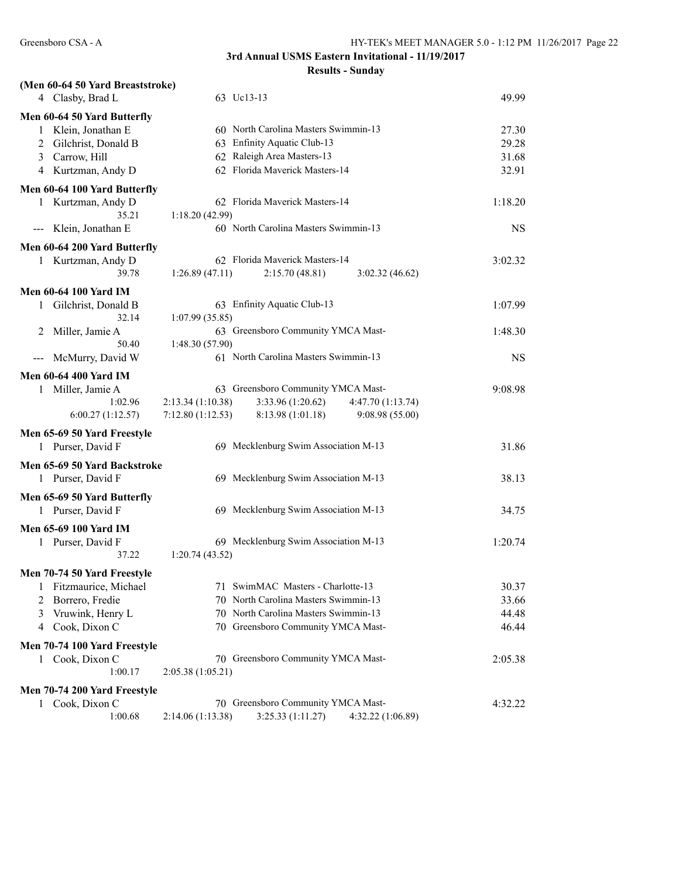## 3rd Annual USMS Eastern Invitational - 11/19/2017

### Results - Sunday

**(Men 60-64 50 Yard Breaststroke)**

| Place | Name | Age | Team | Time |
|---|---|---|---|---|
| 4 | Clasby, Brad L | 63 | Uc13-13 | 49.99 |

**Men 60-64 50 Yard Butterfly**

| Place | Name | Age | Team | Time |
|---|---|---|---|---|
| 1 | Klein, Jonathan E | 60 | North Carolina Masters Swimmin-13 | 27.30 |
| 2 | Gilchrist, Donald B | 63 | Enfinity Aquatic Club-13 | 29.28 |
| 3 | Carrow, Hill | 62 | Raleigh Area Masters-13 | 31.68 |
| 4 | Kurtzman, Andy D | 62 | Florida Maverick Masters-14 | 32.91 |

**Men 60-64 100 Yard Butterfly**

| Place | Name | Age | Team | Time |
|---|---|---|---|---|
| 1 | Kurtzman, Andy D | 62 | Florida Maverick Masters-14 | 1:18.20 |
| | 35.21 | 1:18.20 (42.99) | | |
| --- | Klein, Jonathan E | 60 | North Carolina Masters Swimmin-13 | NS |

**Men 60-64 200 Yard Butterfly**

| Place | Name | Age | Team | Time |
|---|---|---|---|---|
| 1 | Kurtzman, Andy D | 62 | Florida Maverick Masters-14 | 3:02.32 |
| | 39.78 | 1:26.89 (47.11) | 2:15.70 (48.81) 3:02.32 (46.62) | |

**Men 60-64 100 Yard IM**

| Place | Name | Age | Team | Time |
|---|---|---|---|---|
| 1 | Gilchrist, Donald B | 63 | Enfinity Aquatic Club-13 | 1:07.99 |
| | 32.14 | 1:07.99 (35.85) | | |
| 2 | Miller, Jamie A | 63 | Greensboro Community YMCA Mast- | 1:48.30 |
| | 50.40 | 1:48.30 (57.90) | | |
| --- | McMurry, David W | 61 | North Carolina Masters Swimmin-13 | NS |

**Men 60-64 400 Yard IM**

| Place | Name | Age | Team | Time |
|---|---|---|---|---|
| 1 | Miller, Jamie A | 63 | Greensboro Community YMCA Mast- | 9:08.98 |
| | 1:02.96 | 2:13.34 (1:10.38) | 3:33.96 (1:20.62) 4:47.70 (1:13.74) | |
| | 6:00.27 (1:12.57) | 7:12.80 (1:12.53) | 8:13.98 (1:01.18) 9:08.98 (55.00) | |

**Men 65-69 50 Yard Freestyle**

| Place | Name | Age | Team | Time |
|---|---|---|---|---|
| 1 | Purser, David F | 69 | Mecklenburg Swim Association M-13 | 31.86 |

**Men 65-69 50 Yard Backstroke**

| Place | Name | Age | Team | Time |
|---|---|---|---|---|
| 1 | Purser, David F | 69 | Mecklenburg Swim Association M-13 | 38.13 |

**Men 65-69 50 Yard Butterfly**

| Place | Name | Age | Team | Time |
|---|---|---|---|---|
| 1 | Purser, David F | 69 | Mecklenburg Swim Association M-13 | 34.75 |

**Men 65-69 100 Yard IM**

| Place | Name | Age | Team | Time |
|---|---|---|---|---|
| 1 | Purser, David F | 69 | Mecklenburg Swim Association M-13 | 1:20.74 |
| | 37.22 | 1:20.74 (43.52) | | |

**Men 70-74 50 Yard Freestyle**

| Place | Name | Age | Team | Time |
|---|---|---|---|---|
| 1 | Fitzmaurice, Michael | 71 | SwimMAC Masters - Charlotte-13 | 30.37 |
| 2 | Borrero, Fredie | 70 | North Carolina Masters Swimmin-13 | 33.66 |
| 3 | Vruwink, Henry L | 70 | North Carolina Masters Swimmin-13 | 44.48 |
| 4 | Cook, Dixon C | 70 | Greensboro Community YMCA Mast- | 46.44 |

**Men 70-74 100 Yard Freestyle**

| Place | Name | Age | Team | Time |
|---|---|---|---|---|
| 1 | Cook, Dixon C | 70 | Greensboro Community YMCA Mast- | 2:05.38 |
| | 1:00.17 | 2:05.38 (1:05.21) | | |

**Men 70-74 200 Yard Freestyle**

| Place | Name | Age | Team | Time |
|---|---|---|---|---|
| 1 | Cook, Dixon C | 70 | Greensboro Community YMCA Mast- | 4:32.22 |
| | 1:00.68 | 2:14.06 (1:13.38) | 3:25.33 (1:11.27) 4:32.22 (1:06.89) | |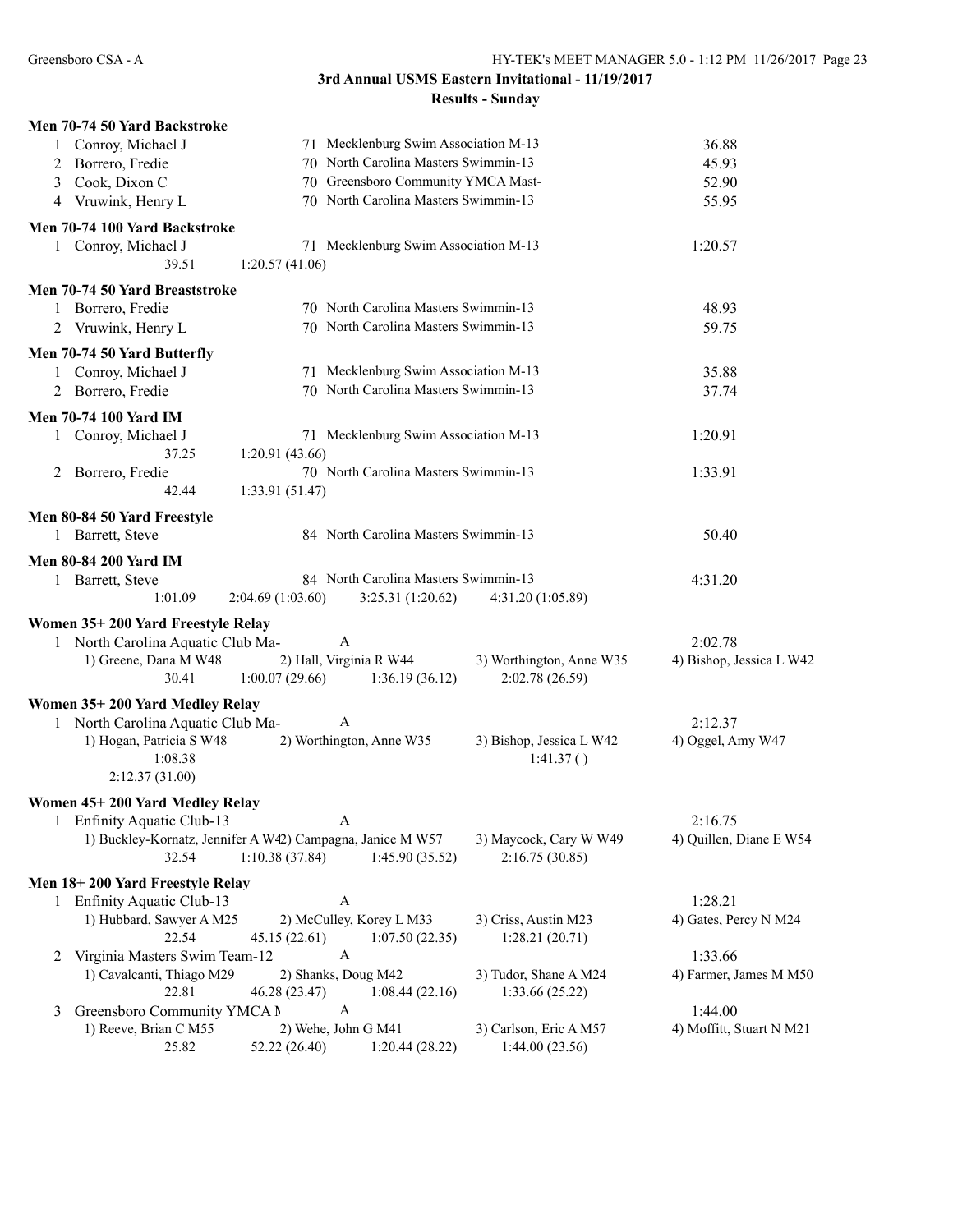## 3rd Annual USMS Eastern Invitational - 11/19/2017

### Results - Sunday

**Men 70-74 50 Yard Backstroke**

| Place | Name | Age | Team | Time |
|---|---|---|---|---|
| 1 | Conroy, Michael J | 71 | Mecklenburg Swim Association M-13 | 36.88 |
| 2 | Borrero, Fredie | 70 | North Carolina Masters Swimmin-13 | 45.93 |
| 3 | Cook, Dixon C | 70 | Greensboro Community YMCA Mast- | 52.90 |
| 4 | Vruwink, Henry L | 70 | North Carolina Masters Swimmin-13 | 55.95 |

**Men 70-74 100 Yard Backstroke**

| Place | Name | Age | Team | Time |
|---|---|---|---|---|
| 1 | Conroy, Michael J | 71 | Mecklenburg Swim Association M-13 | 1:20.57 |
| | 39.51 | 1:20.57 (41.06) | | |

**Men 70-74 50 Yard Breaststroke**

| Place | Name | Age | Team | Time |
|---|---|---|---|---|
| 1 | Borrero, Fredie | 70 | North Carolina Masters Swimmin-13 | 48.93 |
| 2 | Vruwink, Henry L | 70 | North Carolina Masters Swimmin-13 | 59.75 |

**Men 70-74 50 Yard Butterfly**

| Place | Name | Age | Team | Time |
|---|---|---|---|---|
| 1 | Conroy, Michael J | 71 | Mecklenburg Swim Association M-13 | 35.88 |
| 2 | Borrero, Fredie | 70 | North Carolina Masters Swimmin-13 | 37.74 |

**Men 70-74 100 Yard IM**

| Place | Name | Age | Team | Time |
|---|---|---|---|---|
| 1 | Conroy, Michael J | 71 | Mecklenburg Swim Association M-13 | 1:20.91 |
| | 37.25 | 1:20.91 (43.66) | | |
| 2 | Borrero, Fredie | 70 | North Carolina Masters Swimmin-13 | 1:33.91 |
| | 42.44 | 1:33.91 (51.47) | | |

**Men 80-84 50 Yard Freestyle**

| Place | Name | Age | Team | Time |
|---|---|---|---|---|
| 1 | Barrett, Steve | 84 | North Carolina Masters Swimmin-13 | 50.40 |

**Men 80-84 200 Yard IM**

| Place | Name | Age | Team | Time |
|---|---|---|---|---|
| 1 | Barrett, Steve | 84 | North Carolina Masters Swimmin-13 | 4:31.20 |
| | 1:01.09 | 2:04.69 (1:03.60) | 3:25.31 (1:20.62) | 4:31.20 (1:05.89) |

**Women 35+ 200 Yard Freestyle Relay**

| Place | Team | Relay | | Time |
|---|---|---|---|---|
| 1 | North Carolina Aquatic Club Ma- | A | | 2:02.78 |
| 1) Greene, Dana M W48 | 2) Hall, Virginia R W44 | 3) Worthington, Anne W35 | 4) Bishop, Jessica L W42 | |
| 30.41 | 1:00.07 (29.66) | 1:36.19 (36.12) | 2:02.78 (26.59) | |

**Women 35+ 200 Yard Medley Relay**

| Place | Team | Relay | | Time |
|---|---|---|---|---|
| 1 | North Carolina Aquatic Club Ma- | A | | 2:12.37 |
| 1) Hogan, Patricia S W48 | 2) Worthington, Anne W35 | 3) Bishop, Jessica L W42 | 4) Oggel, Amy W47 | |
| 1:08.38 | | 1:41.37 ( ) | | |
| 2:12.37 (31.00) | | | | |

**Women 45+ 200 Yard Medley Relay**

| Place | Team | Relay | | Time |
|---|---|---|---|---|
| 1 | Enfinity Aquatic Club-13 | A | | 2:16.75 |
| 1) Buckley-Kornatz, Jennifer A W42 | 2) Campagna, Janice M W57 | 3) Maycock, Cary W W49 | 4) Quillen, Diane E W54 | |
| 32.54 | 1:10.38 (37.84) | 1:45.90 (35.52) | 2:16.75 (30.85) | |

**Men 18+ 200 Yard Freestyle Relay**

| Place | Team | Relay | | Time |
|---|---|---|---|---|
| 1 | Enfinity Aquatic Club-13 | A | | 1:28.21 |
| 1) Hubbard, Sawyer A M25 | 2) McCulley, Korey L M33 | 3) Criss, Austin M23 | 4) Gates, Percy N M24 | |
| 22.54 | 45.15 (22.61) | 1:07.50 (22.35) | 1:28.21 (20.71) | |
| 2 | Virginia Masters Swim Team-12 | A | | 1:33.66 |
| 1) Cavalcanti, Thiago M29 | 2) Shanks, Doug M42 | 3) Tudor, Shane A M24 | 4) Farmer, James M M50 | |
| 22.81 | 46.28 (23.47) | 1:08.44 (22.16) | 1:33.66 (25.22) | |
| 3 | Greensboro Community YMCA M | A | | 1:44.00 |
| 1) Reeve, Brian C M55 | 2) Wehe, John G M41 | 3) Carlson, Eric A M57 | 4) Moffitt, Stuart N M21 | |
| 25.82 | 52.22 (26.40) | 1:20.44 (28.22) | 1:44.00 (23.56) | |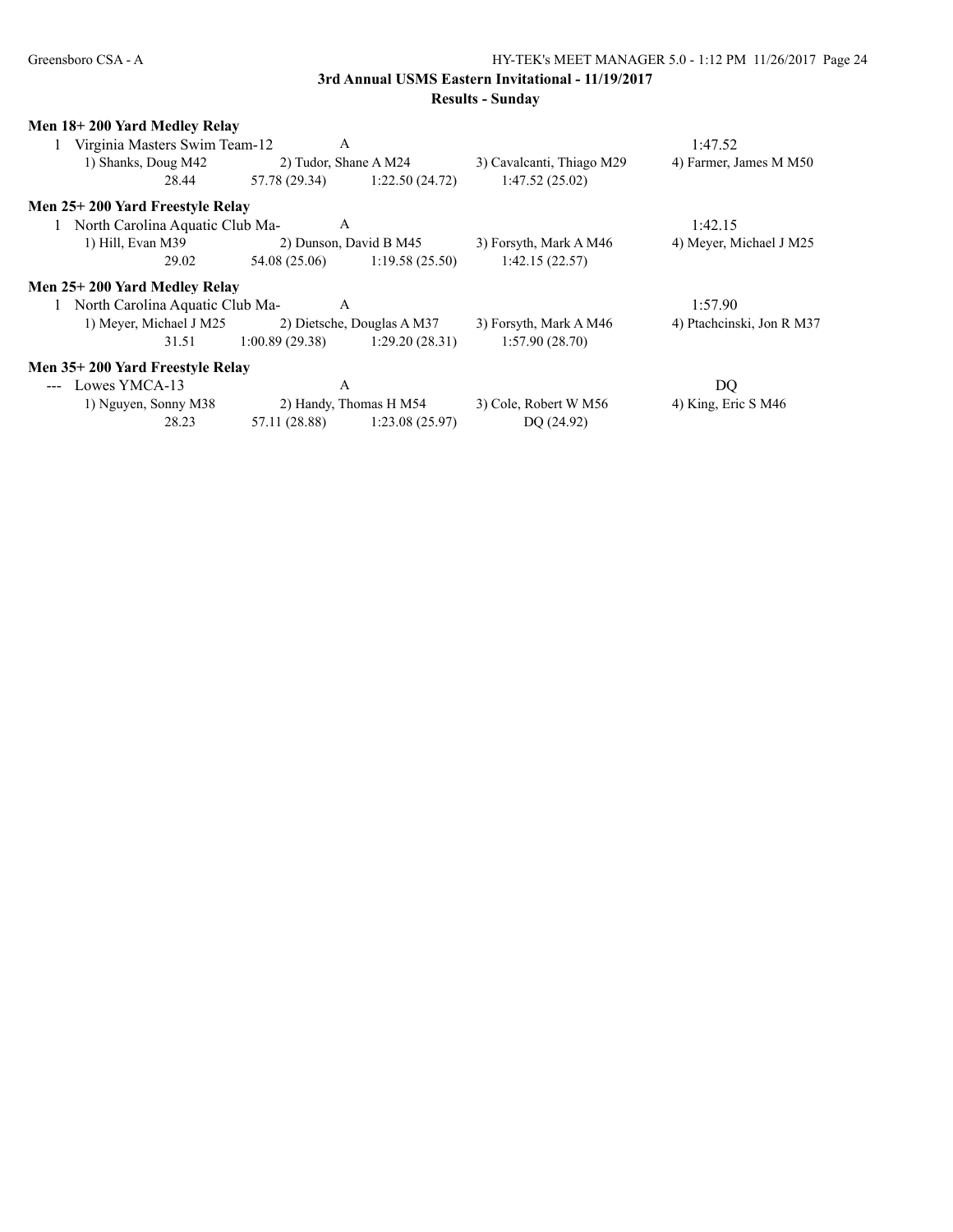### 3rd Annual USMS Eastern Invitational - 11/19/2017

### Results - Sunday

**Men 18+ 200 Yard Medley Relay**

| | | | | | |
|---|---|---|---|---|---|
| 1 | Virginia Masters Swim Team-12 | A | | | 1:47.52 |
| | 1) Shanks, Doug M42 | 2) Tudor, Shane A M24 | | 3) Cavalcanti, Thiago M29 | 4) Farmer, James M M50 |
| | 28.44 | 57.78 (29.34) | 1:22.50 (24.72) | 1:47.52 (25.02) | |

**Men 25+ 200 Yard Freestyle Relay**

| | | | | | |
|---|---|---|---|---|---|
| 1 | North Carolina Aquatic Club Ma- | A | | | 1:42.15 |
| | 1) Hill, Evan M39 | 2) Dunson, David B M45 | | 3) Forsyth, Mark A M46 | 4) Meyer, Michael J M25 |
| | 29.02 | 54.08 (25.06) | 1:19.58 (25.50) | 1:42.15 (22.57) | |

**Men 25+ 200 Yard Medley Relay**

| | | | | | |
|---|---|---|---|---|---|
| 1 | North Carolina Aquatic Club Ma- | A | | | 1:57.90 |
| | 1) Meyer, Michael J M25 | 2) Dietsche, Douglas A M37 | | 3) Forsyth, Mark A M46 | 4) Ptachcinski, Jon R M37 |
| | 31.51 | 1:00.89 (29.38) | 1:29.20 (28.31) | 1:57.90 (28.70) | |

**Men 35+ 200 Yard Freestyle Relay**

| | | | | | |
|---|---|---|---|---|---|
| --- | Lowes YMCA-13 | A | | | DQ |
| | 1) Nguyen, Sonny M38 | 2) Handy, Thomas H M54 | | 3) Cole, Robert W M56 | 4) King, Eric S M46 |
| | 28.23 | 57.11 (28.88) | 1:23.08 (25.97) | DQ (24.92) | |